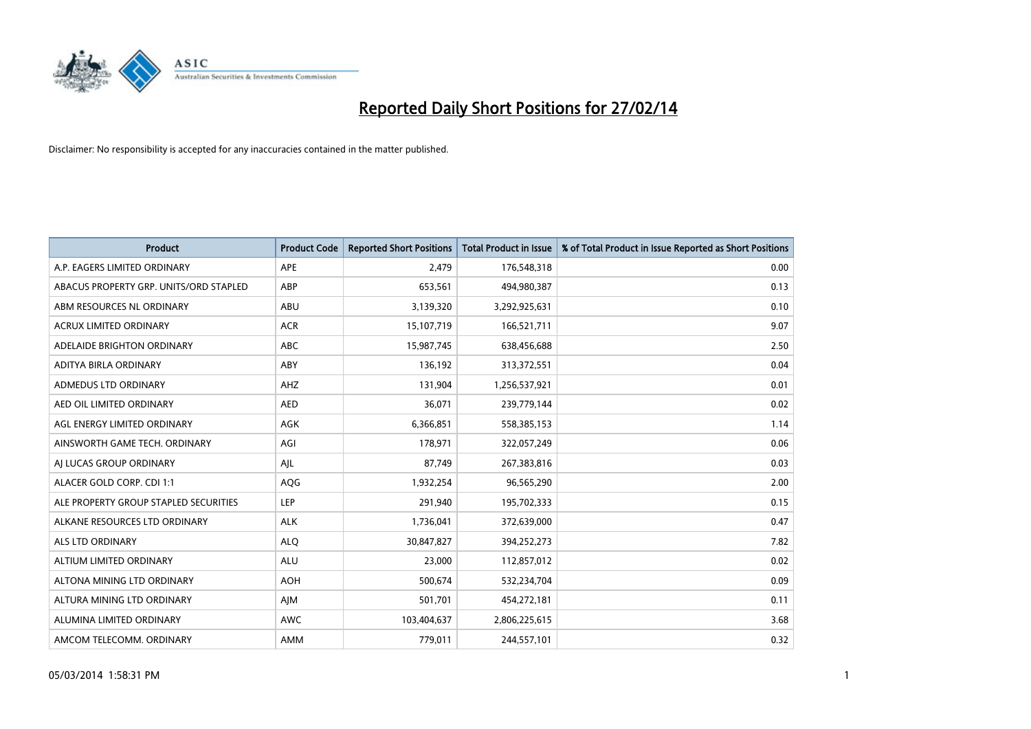# Reported Daily Short Positions for 27/02/14

Disclaimer: No responsibility is accepted for any inaccuracies contained in the matter published.

| Product | Product Code | Reported Short Positions | Total Product in Issue | % of Total Product in Issue Reported as Short Positions |
|---|---|---|---|---|
| A.P. EAGERS LIMITED ORDINARY | APE | 2,479 | 176,548,318 | 0.00 |
| ABACUS PROPERTY GRP. UNITS/ORD STAPLED | ABP | 653,561 | 494,980,387 | 0.13 |
| ABM RESOURCES NL ORDINARY | ABU | 3,139,320 | 3,292,925,631 | 0.10 |
| ACRUX LIMITED ORDINARY | ACR | 15,107,719 | 166,521,711 | 9.07 |
| ADELAIDE BRIGHTON ORDINARY | ABC | 15,987,745 | 638,456,688 | 2.50 |
| ADITYA BIRLA ORDINARY | ABY | 136,192 | 313,372,551 | 0.04 |
| ADMEDUS LTD ORDINARY | AHZ | 131,904 | 1,256,537,921 | 0.01 |
| AED OIL LIMITED ORDINARY | AED | 36,071 | 239,779,144 | 0.02 |
| AGL ENERGY LIMITED ORDINARY | AGK | 6,366,851 | 558,385,153 | 1.14 |
| AINSWORTH GAME TECH. ORDINARY | AGI | 178,971 | 322,057,249 | 0.06 |
| AJ LUCAS GROUP ORDINARY | AJL | 87,749 | 267,383,816 | 0.03 |
| ALACER GOLD CORP. CDI 1:1 | AQG | 1,932,254 | 96,565,290 | 2.00 |
| ALE PROPERTY GROUP STAPLED SECURITIES | LEP | 291,940 | 195,702,333 | 0.15 |
| ALKANE RESOURCES LTD ORDINARY | ALK | 1,736,041 | 372,639,000 | 0.47 |
| ALS LTD ORDINARY | ALQ | 30,847,827 | 394,252,273 | 7.82 |
| ALTIUM LIMITED ORDINARY | ALU | 23,000 | 112,857,012 | 0.02 |
| ALTONA MINING LTD ORDINARY | AOH | 500,674 | 532,234,704 | 0.09 |
| ALTURA MINING LTD ORDINARY | AJM | 501,701 | 454,272,181 | 0.11 |
| ALUMINA LIMITED ORDINARY | AWC | 103,404,637 | 2,806,225,615 | 3.68 |
| AMCOM TELECOMM. ORDINARY | AMM | 779,011 | 244,557,101 | 0.32 |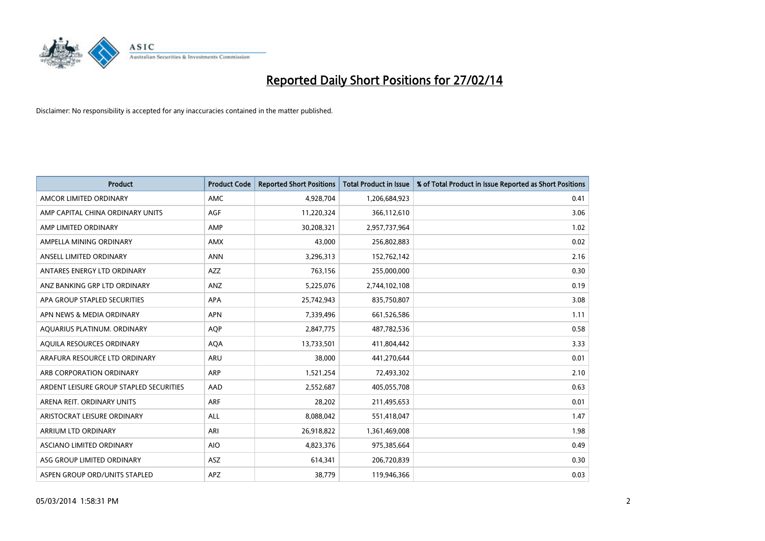# Reported Daily Short Positions for 27/02/14

Disclaimer: No responsibility is accepted for any inaccuracies contained in the matter published.

| Product | Product Code | Reported Short Positions | Total Product in Issue | % of Total Product in Issue Reported as Short Positions |
|---|---|---|---|---|
| AMCOR LIMITED ORDINARY | AMC | 4,928,704 | 1,206,684,923 | 0.41 |
| AMP CAPITAL CHINA ORDINARY UNITS | AGF | 11,220,324 | 366,112,610 | 3.06 |
| AMP LIMITED ORDINARY | AMP | 30,208,321 | 2,957,737,964 | 1.02 |
| AMPELLA MINING ORDINARY | AMX | 43,000 | 256,802,883 | 0.02 |
| ANSELL LIMITED ORDINARY | ANN | 3,296,313 | 152,762,142 | 2.16 |
| ANTARES ENERGY LTD ORDINARY | AZZ | 763,156 | 255,000,000 | 0.30 |
| ANZ BANKING GRP LTD ORDINARY | ANZ | 5,225,076 | 2,744,102,108 | 0.19 |
| APA GROUP STAPLED SECURITIES | APA | 25,742,943 | 835,750,807 | 3.08 |
| APN NEWS & MEDIA ORDINARY | APN | 7,339,496 | 661,526,586 | 1.11 |
| AQUARIUS PLATINUM. ORDINARY | AQP | 2,847,775 | 487,782,536 | 0.58 |
| AQUILA RESOURCES ORDINARY | AQA | 13,733,501 | 411,804,442 | 3.33 |
| ARAFURA RESOURCE LTD ORDINARY | ARU | 38,000 | 441,270,644 | 0.01 |
| ARB CORPORATION ORDINARY | ARP | 1,521,254 | 72,493,302 | 2.10 |
| ARDENT LEISURE GROUP STAPLED SECURITIES | AAD | 2,552,687 | 405,055,708 | 0.63 |
| ARENA REIT. ORDINARY UNITS | ARF | 28,202 | 211,495,653 | 0.01 |
| ARISTOCRAT LEISURE ORDINARY | ALL | 8,088,042 | 551,418,047 | 1.47 |
| ARRIUM LTD ORDINARY | ARI | 26,918,822 | 1,361,469,008 | 1.98 |
| ASCIANO LIMITED ORDINARY | AIO | 4,823,376 | 975,385,664 | 0.49 |
| ASG GROUP LIMITED ORDINARY | ASZ | 614,341 | 206,720,839 | 0.30 |
| ASPEN GROUP ORD/UNITS STAPLED | APZ | 38,779 | 119,946,366 | 0.03 |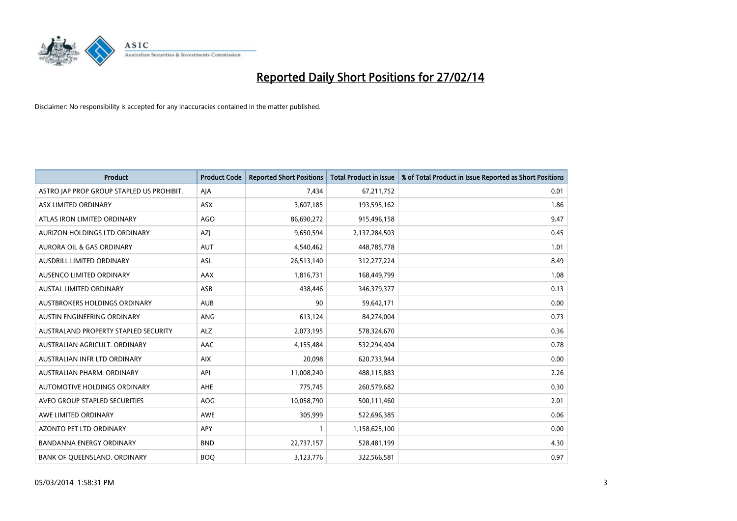# Reported Daily Short Positions for 27/02/14

Disclaimer: No responsibility is accepted for any inaccuracies contained in the matter published.

| Product | Product Code | Reported Short Positions | Total Product in Issue | % of Total Product in Issue Reported as Short Positions |
|---|---|---|---|---|
| ASTRO JAP PROP GROUP STAPLED US PROHIBIT. | AJA | 7,434 | 67,211,752 | 0.01 |
| ASX LIMITED ORDINARY | ASX | 3,607,185 | 193,595,162 | 1.86 |
| ATLAS IRON LIMITED ORDINARY | AGO | 86,690,272 | 915,496,158 | 9.47 |
| AURIZON HOLDINGS LTD ORDINARY | AZJ | 9,650,594 | 2,137,284,503 | 0.45 |
| AURORA OIL & GAS ORDINARY | AUT | 4,540,462 | 448,785,778 | 1.01 |
| AUSDRILL LIMITED ORDINARY | ASL | 26,513,140 | 312,277,224 | 8.49 |
| AUSENCO LIMITED ORDINARY | AAX | 1,816,731 | 168,449,799 | 1.08 |
| AUSTAL LIMITED ORDINARY | ASB | 438,446 | 346,379,377 | 0.13 |
| AUSTBROKERS HOLDINGS ORDINARY | AUB | 90 | 59,642,171 | 0.00 |
| AUSTIN ENGINEERING ORDINARY | ANG | 613,124 | 84,274,004 | 0.73 |
| AUSTRALAND PROPERTY STAPLED SECURITY | ALZ | 2,073,195 | 578,324,670 | 0.36 |
| AUSTRALIAN AGRICULT. ORDINARY | AAC | 4,155,484 | 532,294,404 | 0.78 |
| AUSTRALIAN INFR LTD ORDINARY | AIX | 20,098 | 620,733,944 | 0.00 |
| AUSTRALIAN PHARM. ORDINARY | API | 11,008,240 | 488,115,883 | 2.26 |
| AUTOMOTIVE HOLDINGS ORDINARY | AHE | 775,745 | 260,579,682 | 0.30 |
| AVEO GROUP STAPLED SECURITIES | AOG | 10,058,790 | 500,111,460 | 2.01 |
| AWE LIMITED ORDINARY | AWE | 305,999 | 522,696,385 | 0.06 |
| AZONTO PET LTD ORDINARY | APY | 1 | 1,158,625,100 | 0.00 |
| BANDANNA ENERGY ORDINARY | BND | 22,737,157 | 528,481,199 | 4.30 |
| BANK OF QUEENSLAND. ORDINARY | BOQ | 3,123,776 | 322,566,581 | 0.97 |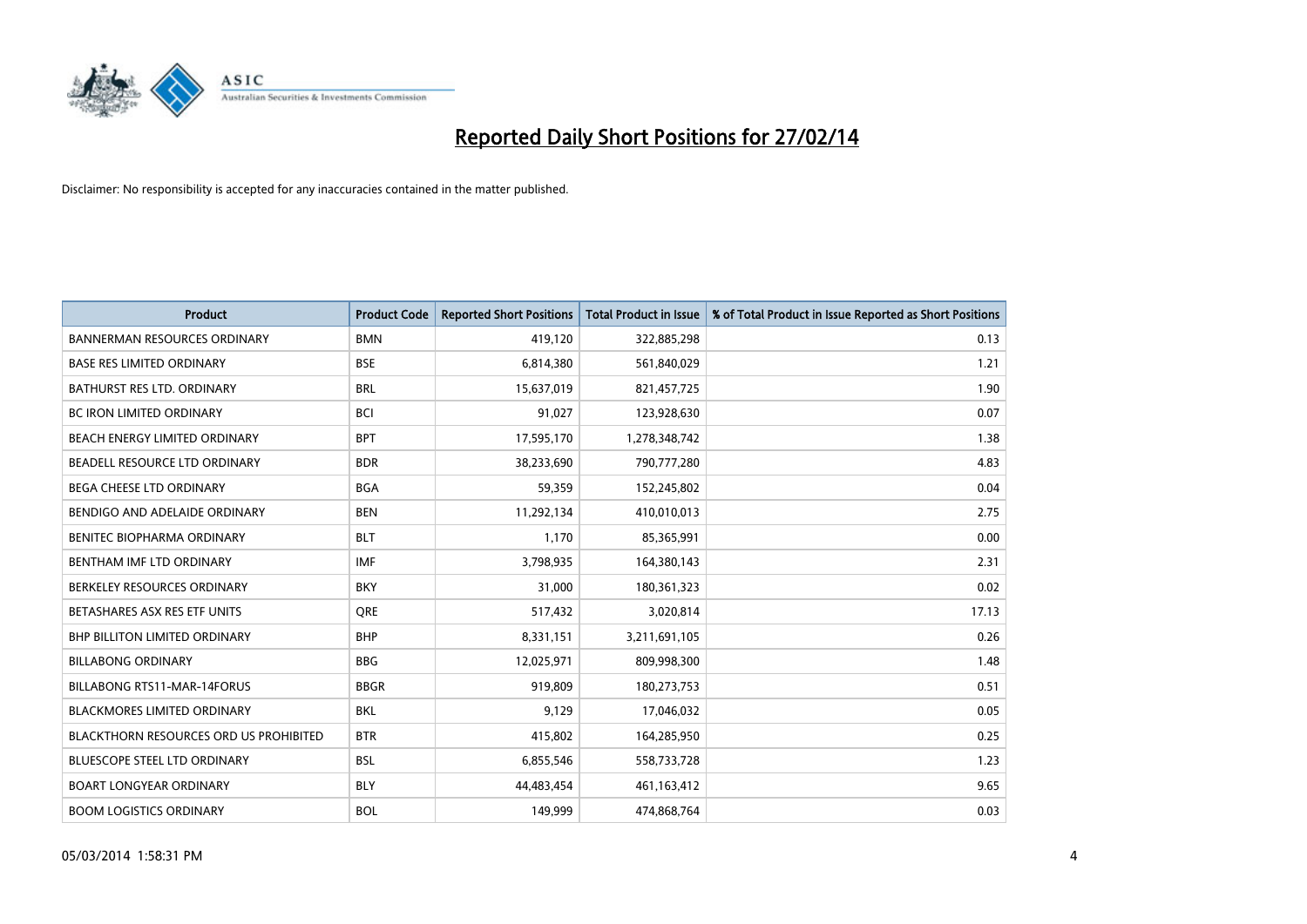# Reported Daily Short Positions for 27/02/14

Disclaimer: No responsibility is accepted for any inaccuracies contained in the matter published.

| Product | Product Code | Reported Short Positions | Total Product in Issue | % of Total Product in Issue Reported as Short Positions |
|---|---|---|---|---|
| BANNERMAN RESOURCES ORDINARY | BMN | 419,120 | 322,885,298 | 0.13 |
| BASE RES LIMITED ORDINARY | BSE | 6,814,380 | 561,840,029 | 1.21 |
| BATHURST RES LTD. ORDINARY | BRL | 15,637,019 | 821,457,725 | 1.90 |
| BC IRON LIMITED ORDINARY | BCI | 91,027 | 123,928,630 | 0.07 |
| BEACH ENERGY LIMITED ORDINARY | BPT | 17,595,170 | 1,278,348,742 | 1.38 |
| BEADELL RESOURCE LTD ORDINARY | BDR | 38,233,690 | 790,777,280 | 4.83 |
| BEGA CHEESE LTD ORDINARY | BGA | 59,359 | 152,245,802 | 0.04 |
| BENDIGO AND ADELAIDE ORDINARY | BEN | 11,292,134 | 410,010,013 | 2.75 |
| BENITEC BIOPHARMA ORDINARY | BLT | 1,170 | 85,365,991 | 0.00 |
| BENTHAM IMF LTD ORDINARY | IMF | 3,798,935 | 164,380,143 | 2.31 |
| BERKELEY RESOURCES ORDINARY | BKY | 31,000 | 180,361,323 | 0.02 |
| BETASHARES ASX RES ETF UNITS | QRE | 517,432 | 3,020,814 | 17.13 |
| BHP BILLITON LIMITED ORDINARY | BHP | 8,331,151 | 3,211,691,105 | 0.26 |
| BILLABONG ORDINARY | BBG | 12,025,971 | 809,998,300 | 1.48 |
| BILLABONG RTS11-MAR-14FORUS | BBGR | 919,809 | 180,273,753 | 0.51 |
| BLACKMORES LIMITED ORDINARY | BKL | 9,129 | 17,046,032 | 0.05 |
| BLACKTHORN RESOURCES ORD US PROHIBITED | BTR | 415,802 | 164,285,950 | 0.25 |
| BLUESCOPE STEEL LTD ORDINARY | BSL | 6,855,546 | 558,733,728 | 1.23 |
| BOART LONGYEAR ORDINARY | BLY | 44,483,454 | 461,163,412 | 9.65 |
| BOOM LOGISTICS ORDINARY | BOL | 149,999 | 474,868,764 | 0.03 |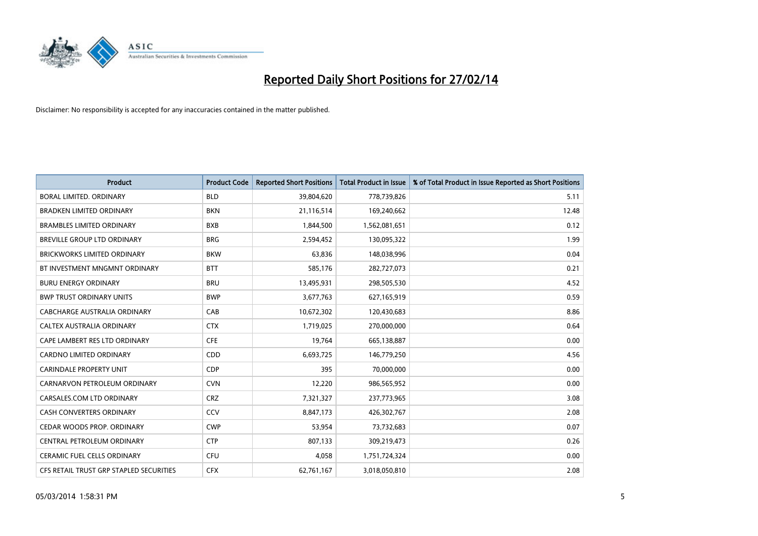# Reported Daily Short Positions for 27/02/14

Disclaimer: No responsibility is accepted for any inaccuracies contained in the matter published.

| Product | Product Code | Reported Short Positions | Total Product in Issue | % of Total Product in Issue Reported as Short Positions |
|---|---|---|---|---|
| BORAL LIMITED. ORDINARY | BLD | 39,804,620 | 778,739,826 | 5.11 |
| BRADKEN LIMITED ORDINARY | BKN | 21,116,514 | 169,240,662 | 12.48 |
| BRAMBLES LIMITED ORDINARY | BXB | 1,844,500 | 1,562,081,651 | 0.12 |
| BREVILLE GROUP LTD ORDINARY | BRG | 2,594,452 | 130,095,322 | 1.99 |
| BRICKWORKS LIMITED ORDINARY | BKW | 63,836 | 148,038,996 | 0.04 |
| BT INVESTMENT MNGMNT ORDINARY | BTT | 585,176 | 282,727,073 | 0.21 |
| BURU ENERGY ORDINARY | BRU | 13,495,931 | 298,505,530 | 4.52 |
| BWP TRUST ORDINARY UNITS | BWP | 3,677,763 | 627,165,919 | 0.59 |
| CABCHARGE AUSTRALIA ORDINARY | CAB | 10,672,302 | 120,430,683 | 8.86 |
| CALTEX AUSTRALIA ORDINARY | CTX | 1,719,025 | 270,000,000 | 0.64 |
| CAPE LAMBERT RES LTD ORDINARY | CFE | 19,764 | 665,138,887 | 0.00 |
| CARDNO LIMITED ORDINARY | CDD | 6,693,725 | 146,779,250 | 4.56 |
| CARINDALE PROPERTY UNIT | CDP | 395 | 70,000,000 | 0.00 |
| CARNARVON PETROLEUM ORDINARY | CVN | 12,220 | 986,565,952 | 0.00 |
| CARSALES.COM LTD ORDINARY | CRZ | 7,321,327 | 237,773,965 | 3.08 |
| CASH CONVERTERS ORDINARY | CCV | 8,847,173 | 426,302,767 | 2.08 |
| CEDAR WOODS PROP. ORDINARY | CWP | 53,954 | 73,732,683 | 0.07 |
| CENTRAL PETROLEUM ORDINARY | CTP | 807,133 | 309,219,473 | 0.26 |
| CERAMIC FUEL CELLS ORDINARY | CFU | 4,058 | 1,751,724,324 | 0.00 |
| CFS RETAIL TRUST GRP STAPLED SECURITIES | CFX | 62,761,167 | 3,018,050,810 | 2.08 |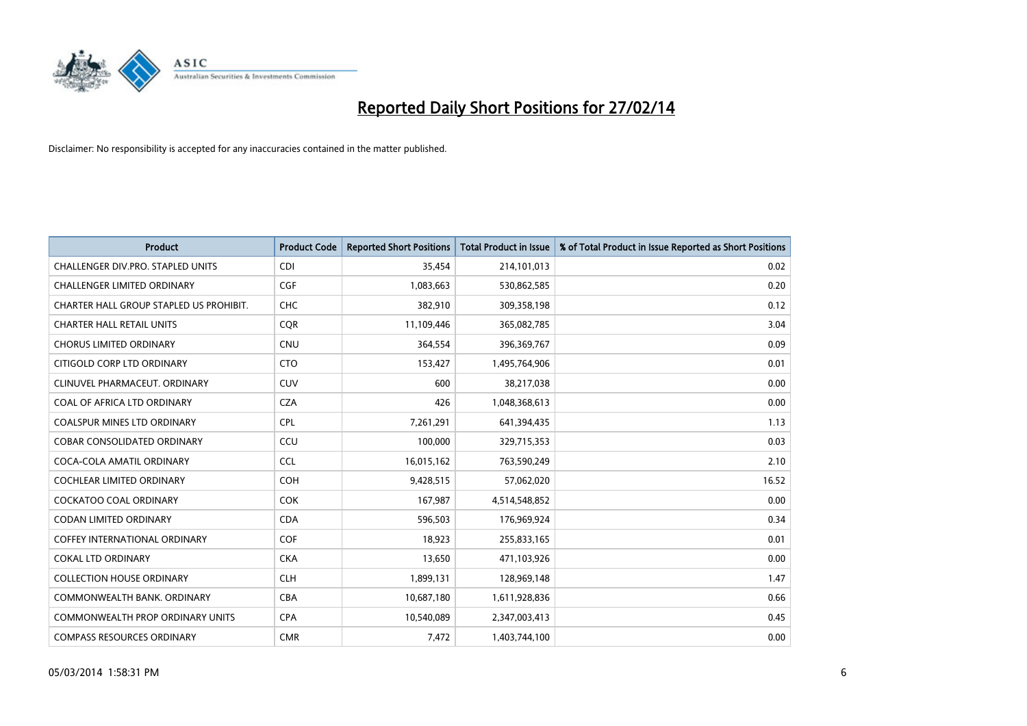# Reported Daily Short Positions for 27/02/14

Disclaimer: No responsibility is accepted for any inaccuracies contained in the matter published.

| Product | Product Code | Reported Short Positions | Total Product in Issue | % of Total Product in Issue Reported as Short Positions |
|---|---|---|---|---|
| CHALLENGER DIV.PRO. STAPLED UNITS | CDI | 35,454 | 214,101,013 | 0.02 |
| CHALLENGER LIMITED ORDINARY | CGF | 1,083,663 | 530,862,585 | 0.20 |
| CHARTER HALL GROUP STAPLED US PROHIBIT. | CHC | 382,910 | 309,358,198 | 0.12 |
| CHARTER HALL RETAIL UNITS | CQR | 11,109,446 | 365,082,785 | 3.04 |
| CHORUS LIMITED ORDINARY | CNU | 364,554 | 396,369,767 | 0.09 |
| CITIGOLD CORP LTD ORDINARY | CTO | 153,427 | 1,495,764,906 | 0.01 |
| CLINUVEL PHARMACEUT. ORDINARY | CUV | 600 | 38,217,038 | 0.00 |
| COAL OF AFRICA LTD ORDINARY | CZA | 426 | 1,048,368,613 | 0.00 |
| COALSPUR MINES LTD ORDINARY | CPL | 7,261,291 | 641,394,435 | 1.13 |
| COBAR CONSOLIDATED ORDINARY | CCU | 100,000 | 329,715,353 | 0.03 |
| COCA-COLA AMATIL ORDINARY | CCL | 16,015,162 | 763,590,249 | 2.10 |
| COCHLEAR LIMITED ORDINARY | COH | 9,428,515 | 57,062,020 | 16.52 |
| COCKATOO COAL ORDINARY | COK | 167,987 | 4,514,548,852 | 0.00 |
| CODAN LIMITED ORDINARY | CDA | 596,503 | 176,969,924 | 0.34 |
| COFFEY INTERNATIONAL ORDINARY | COF | 18,923 | 255,833,165 | 0.01 |
| COKAL LTD ORDINARY | CKA | 13,650 | 471,103,926 | 0.00 |
| COLLECTION HOUSE ORDINARY | CLH | 1,899,131 | 128,969,148 | 1.47 |
| COMMONWEALTH BANK. ORDINARY | CBA | 10,687,180 | 1,611,928,836 | 0.66 |
| COMMONWEALTH PROP ORDINARY UNITS | CPA | 10,540,089 | 2,347,003,413 | 0.45 |
| COMPASS RESOURCES ORDINARY | CMR | 7,472 | 1,403,744,100 | 0.00 |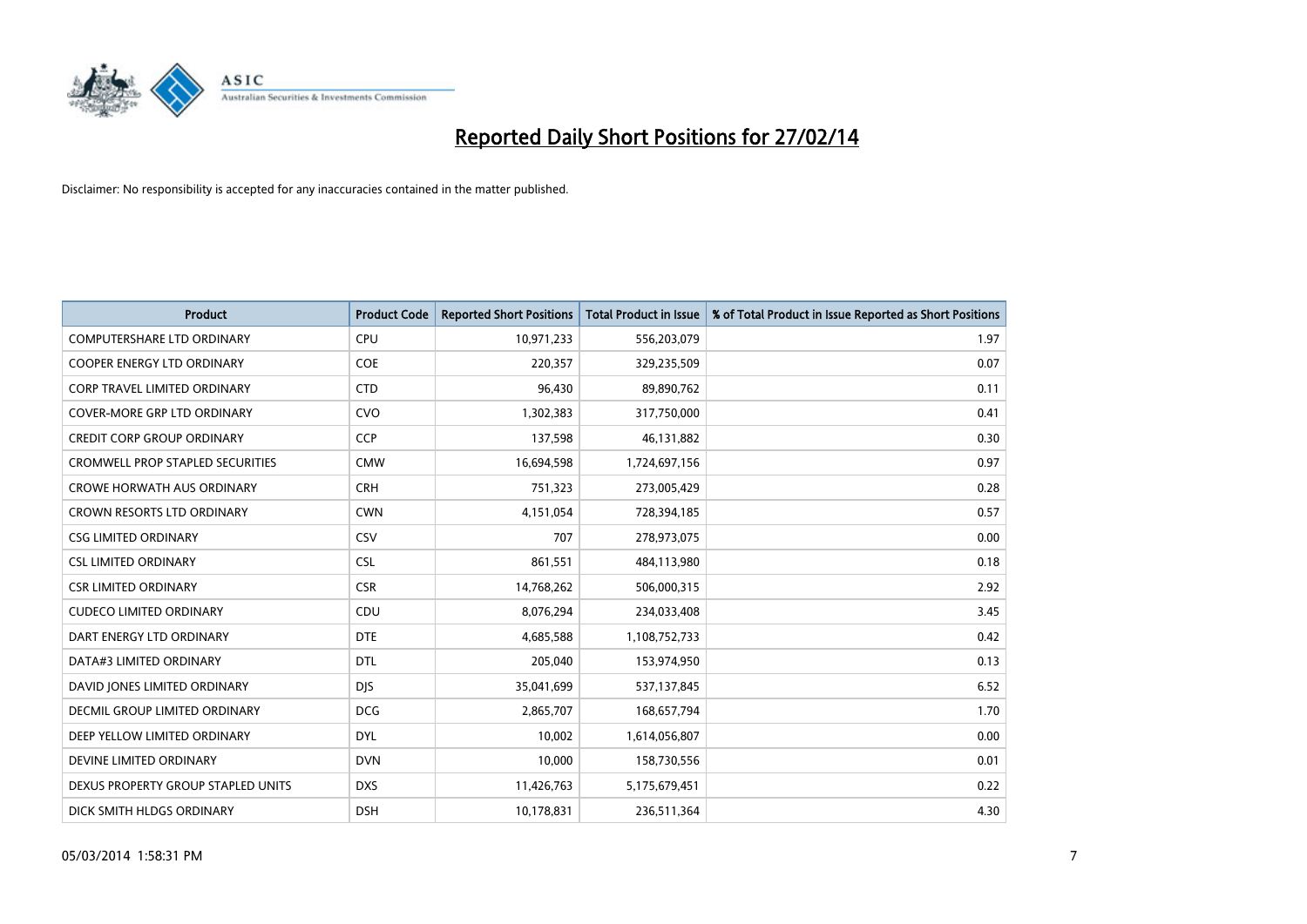# Reported Daily Short Positions for 27/02/14

Disclaimer: No responsibility is accepted for any inaccuracies contained in the matter published.

| Product | Product Code | Reported Short Positions | Total Product in Issue | % of Total Product in Issue Reported as Short Positions |
| --- | --- | --- | --- | --- |
| COMPUTERSHARE LTD ORDINARY | CPU | 10,971,233 | 556,203,079 | 1.97 |
| COOPER ENERGY LTD ORDINARY | COE | 220,357 | 329,235,509 | 0.07 |
| CORP TRAVEL LIMITED ORDINARY | CTD | 96,430 | 89,890,762 | 0.11 |
| COVER-MORE GRP LTD ORDINARY | CVO | 1,302,383 | 317,750,000 | 0.41 |
| CREDIT CORP GROUP ORDINARY | CCP | 137,598 | 46,131,882 | 0.30 |
| CROMWELL PROP STAPLED SECURITIES | CMW | 16,694,598 | 1,724,697,156 | 0.97 |
| CROWE HORWATH AUS ORDINARY | CRH | 751,323 | 273,005,429 | 0.28 |
| CROWN RESORTS LTD ORDINARY | CWN | 4,151,054 | 728,394,185 | 0.57 |
| CSG LIMITED ORDINARY | CSV | 707 | 278,973,075 | 0.00 |
| CSL LIMITED ORDINARY | CSL | 861,551 | 484,113,980 | 0.18 |
| CSR LIMITED ORDINARY | CSR | 14,768,262 | 506,000,315 | 2.92 |
| CUDECO LIMITED ORDINARY | CDU | 8,076,294 | 234,033,408 | 3.45 |
| DART ENERGY LTD ORDINARY | DTE | 4,685,588 | 1,108,752,733 | 0.42 |
| DATA#3 LIMITED ORDINARY | DTL | 205,040 | 153,974,950 | 0.13 |
| DAVID JONES LIMITED ORDINARY | DJS | 35,041,699 | 537,137,845 | 6.52 |
| DECMIL GROUP LIMITED ORDINARY | DCG | 2,865,707 | 168,657,794 | 1.70 |
| DEEP YELLOW LIMITED ORDINARY | DYL | 10,002 | 1,614,056,807 | 0.00 |
| DEVINE LIMITED ORDINARY | DVN | 10,000 | 158,730,556 | 0.01 |
| DEXUS PROPERTY GROUP STAPLED UNITS | DXS | 11,426,763 | 5,175,679,451 | 0.22 |
| DICK SMITH HLDGS ORDINARY | DSH | 10,178,831 | 236,511,364 | 4.30 |

05/03/2014 1:58:31 PM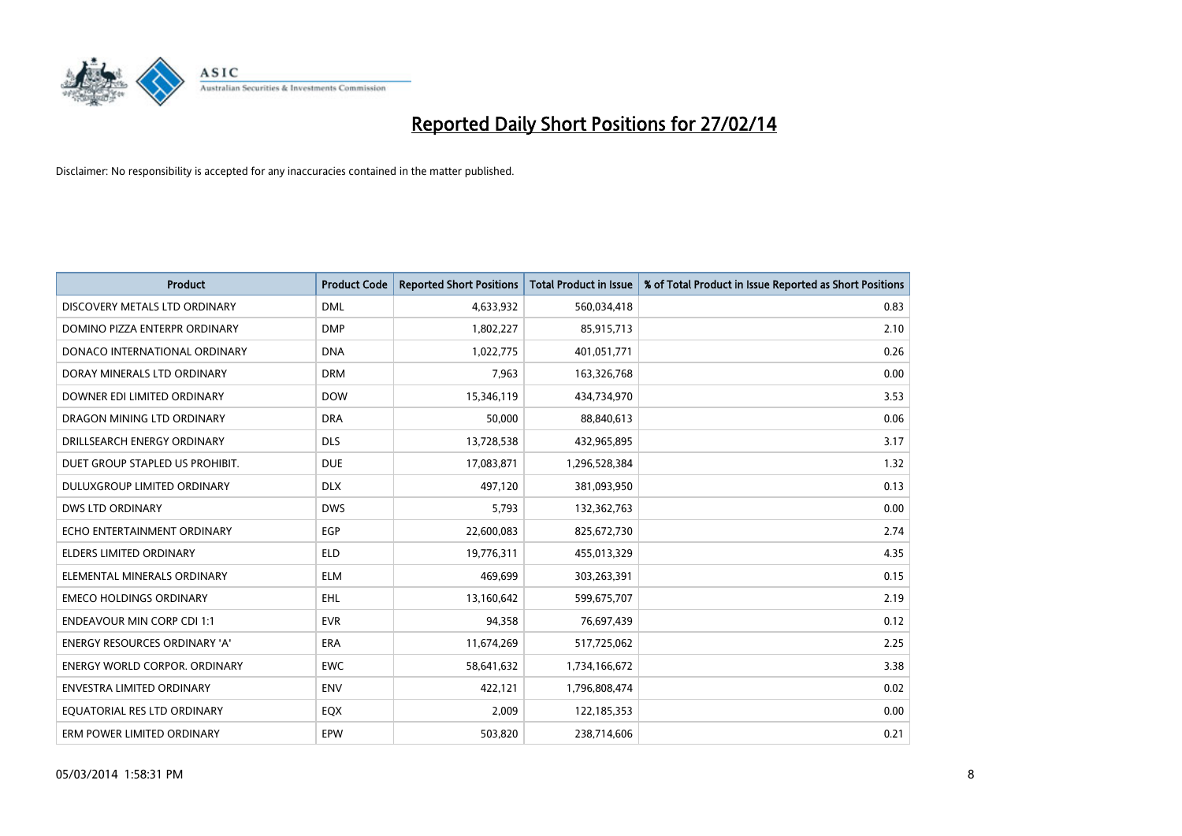# Reported Daily Short Positions for 27/02/14

Disclaimer: No responsibility is accepted for any inaccuracies contained in the matter published.

| Product | Product Code | Reported Short Positions | Total Product in Issue | % of Total Product in Issue Reported as Short Positions |
|---|---|---|---|---|
| DISCOVERY METALS LTD ORDINARY | DML | 4,633,932 | 560,034,418 | 0.83 |
| DOMINO PIZZA ENTERPR ORDINARY | DMP | 1,802,227 | 85,915,713 | 2.10 |
| DONACO INTERNATIONAL ORDINARY | DNA | 1,022,775 | 401,051,771 | 0.26 |
| DORAY MINERALS LTD ORDINARY | DRM | 7,963 | 163,326,768 | 0.00 |
| DOWNER EDI LIMITED ORDINARY | DOW | 15,346,119 | 434,734,970 | 3.53 |
| DRAGON MINING LTD ORDINARY | DRA | 50,000 | 88,840,613 | 0.06 |
| DRILLSEARCH ENERGY ORDINARY | DLS | 13,728,538 | 432,965,895 | 3.17 |
| DUET GROUP STAPLED US PROHIBIT. | DUE | 17,083,871 | 1,296,528,384 | 1.32 |
| DULUXGROUP LIMITED ORDINARY | DLX | 497,120 | 381,093,950 | 0.13 |
| DWS LTD ORDINARY | DWS | 5,793 | 132,362,763 | 0.00 |
| ECHO ENTERTAINMENT ORDINARY | EGP | 22,600,083 | 825,672,730 | 2.74 |
| ELDERS LIMITED ORDINARY | ELD | 19,776,311 | 455,013,329 | 4.35 |
| ELEMENTAL MINERALS ORDINARY | ELM | 469,699 | 303,263,391 | 0.15 |
| EMECO HOLDINGS ORDINARY | EHL | 13,160,642 | 599,675,707 | 2.19 |
| ENDEAVOUR MIN CORP CDI 1:1 | EVR | 94,358 | 76,697,439 | 0.12 |
| ENERGY RESOURCES ORDINARY 'A' | ERA | 11,674,269 | 517,725,062 | 2.25 |
| ENERGY WORLD CORPOR. ORDINARY | EWC | 58,641,632 | 1,734,166,672 | 3.38 |
| ENVESTRA LIMITED ORDINARY | ENV | 422,121 | 1,796,808,474 | 0.02 |
| EQUATORIAL RES LTD ORDINARY | EQX | 2,009 | 122,185,353 | 0.00 |
| ERM POWER LIMITED ORDINARY | EPW | 503,820 | 238,714,606 | 0.21 |

05/03/2014 1:58:31 PM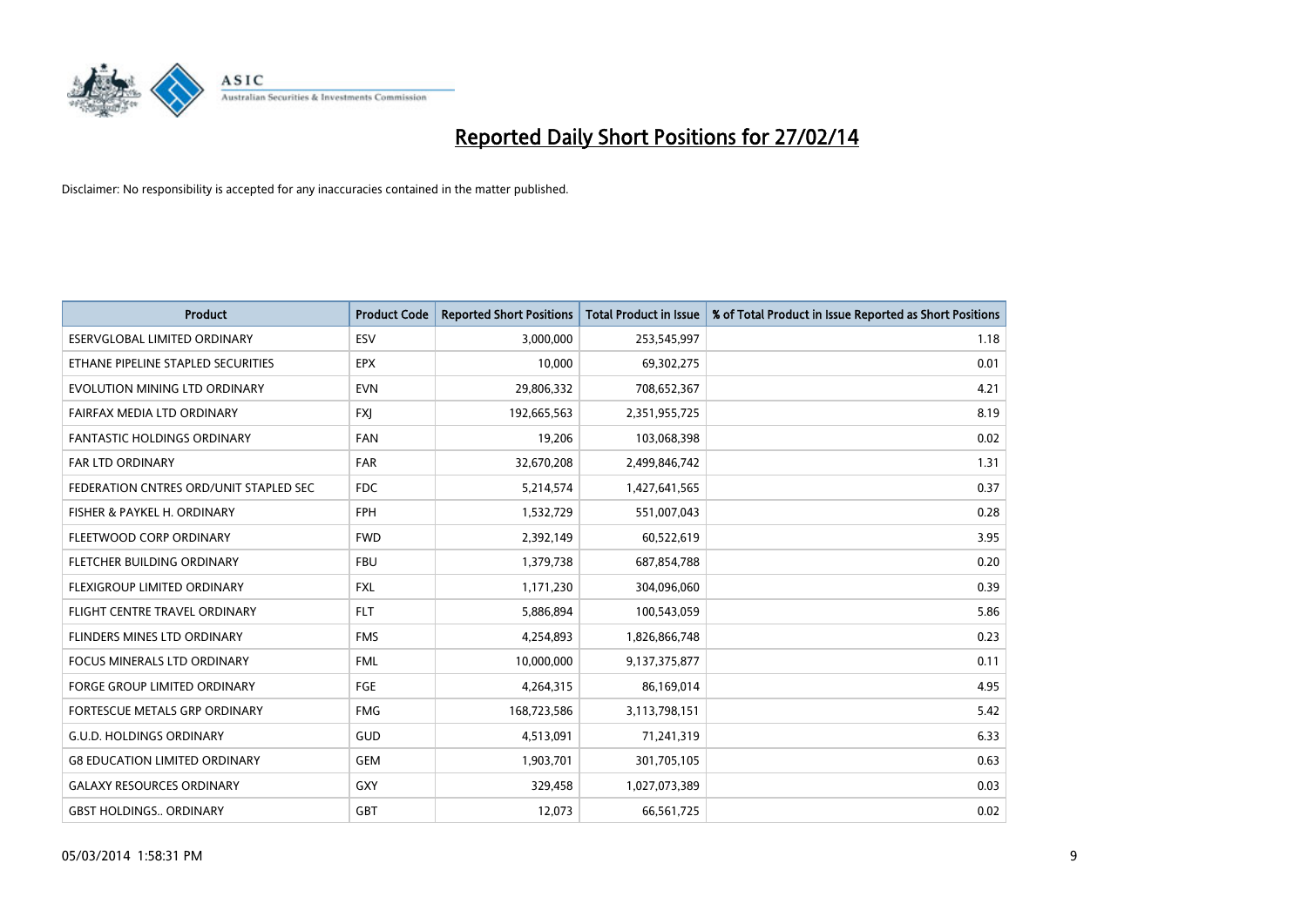# Reported Daily Short Positions for 27/02/14

Disclaimer: No responsibility is accepted for any inaccuracies contained in the matter published.

| Product | Product Code | Reported Short Positions | Total Product in Issue | % of Total Product in Issue Reported as Short Positions |
|---|---|---|---|---|
| ESERVGLOBAL LIMITED ORDINARY | ESV | 3,000,000 | 253,545,997 | 1.18 |
| ETHANE PIPELINE STAPLED SECURITIES | EPX | 10,000 | 69,302,275 | 0.01 |
| EVOLUTION MINING LTD ORDINARY | EVN | 29,806,332 | 708,652,367 | 4.21 |
| FAIRFAX MEDIA LTD ORDINARY | FXJ | 192,665,563 | 2,351,955,725 | 8.19 |
| FANTASTIC HOLDINGS ORDINARY | FAN | 19,206 | 103,068,398 | 0.02 |
| FAR LTD ORDINARY | FAR | 32,670,208 | 2,499,846,742 | 1.31 |
| FEDERATION CNTRES ORD/UNIT STAPLED SEC | FDC | 5,214,574 | 1,427,641,565 | 0.37 |
| FISHER & PAYKEL H. ORDINARY | FPH | 1,532,729 | 551,007,043 | 0.28 |
| FLEETWOOD CORP ORDINARY | FWD | 2,392,149 | 60,522,619 | 3.95 |
| FLETCHER BUILDING ORDINARY | FBU | 1,379,738 | 687,854,788 | 0.20 |
| FLEXIGROUP LIMITED ORDINARY | FXL | 1,171,230 | 304,096,060 | 0.39 |
| FLIGHT CENTRE TRAVEL ORDINARY | FLT | 5,886,894 | 100,543,059 | 5.86 |
| FLINDERS MINES LTD ORDINARY | FMS | 4,254,893 | 1,826,866,748 | 0.23 |
| FOCUS MINERALS LTD ORDINARY | FML | 10,000,000 | 9,137,375,877 | 0.11 |
| FORGE GROUP LIMITED ORDINARY | FGE | 4,264,315 | 86,169,014 | 4.95 |
| FORTESCUE METALS GRP ORDINARY | FMG | 168,723,586 | 3,113,798,151 | 5.42 |
| G.U.D. HOLDINGS ORDINARY | GUD | 4,513,091 | 71,241,319 | 6.33 |
| G8 EDUCATION LIMITED ORDINARY | GEM | 1,903,701 | 301,705,105 | 0.63 |
| GALAXY RESOURCES ORDINARY | GXY | 329,458 | 1,027,073,389 | 0.03 |
| GBST HOLDINGS.. ORDINARY | GBT | 12,073 | 66,561,725 | 0.02 |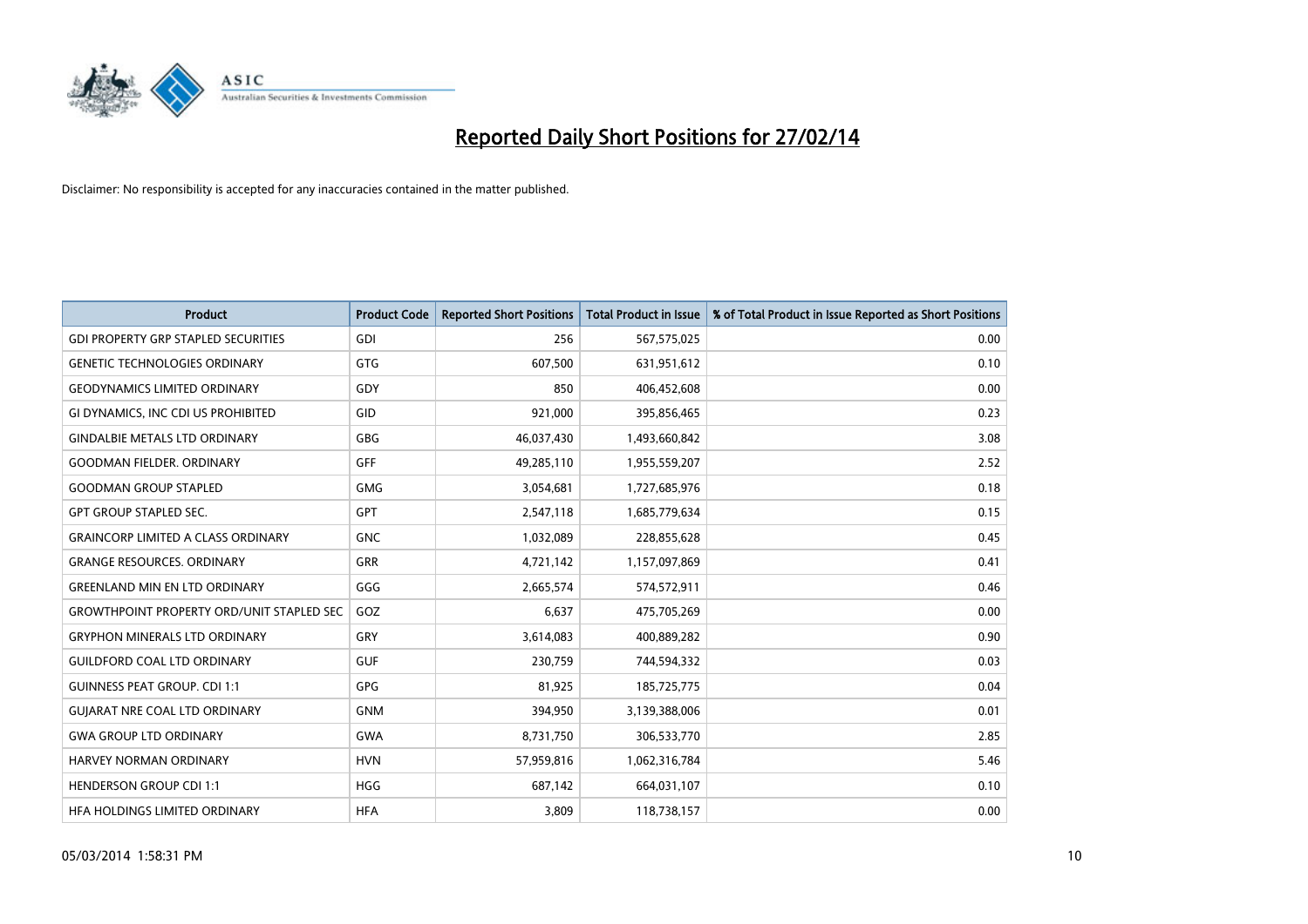# Reported Daily Short Positions for 27/02/14

Disclaimer: No responsibility is accepted for any inaccuracies contained in the matter published.

| Product | Product Code | Reported Short Positions | Total Product in Issue | % of Total Product in Issue Reported as Short Positions |
|---|---|---|---|---|
| GDI PROPERTY GRP STAPLED SECURITIES | GDI | 256 | 567,575,025 | 0.00 |
| GENETIC TECHNOLOGIES ORDINARY | GTG | 607,500 | 631,951,612 | 0.10 |
| GEODYNAMICS LIMITED ORDINARY | GDY | 850 | 406,452,608 | 0.00 |
| GI DYNAMICS, INC CDI US PROHIBITED | GID | 921,000 | 395,856,465 | 0.23 |
| GINDALBIE METALS LTD ORDINARY | GBG | 46,037,430 | 1,493,660,842 | 3.08 |
| GOODMAN FIELDER. ORDINARY | GFF | 49,285,110 | 1,955,559,207 | 2.52 |
| GOODMAN GROUP STAPLED | GMG | 3,054,681 | 1,727,685,976 | 0.18 |
| GPT GROUP STAPLED SEC. | GPT | 2,547,118 | 1,685,779,634 | 0.15 |
| GRAINCORP LIMITED A CLASS ORDINARY | GNC | 1,032,089 | 228,855,628 | 0.45 |
| GRANGE RESOURCES. ORDINARY | GRR | 4,721,142 | 1,157,097,869 | 0.41 |
| GREENLAND MIN EN LTD ORDINARY | GGG | 2,665,574 | 574,572,911 | 0.46 |
| GROWTHPOINT PROPERTY ORD/UNIT STAPLED SEC | GOZ | 6,637 | 475,705,269 | 0.00 |
| GRYPHON MINERALS LTD ORDINARY | GRY | 3,614,083 | 400,889,282 | 0.90 |
| GUILDFORD COAL LTD ORDINARY | GUF | 230,759 | 744,594,332 | 0.03 |
| GUINNESS PEAT GROUP. CDI 1:1 | GPG | 81,925 | 185,725,775 | 0.04 |
| GUJARAT NRE COAL LTD ORDINARY | GNM | 394,950 | 3,139,388,006 | 0.01 |
| GWA GROUP LTD ORDINARY | GWA | 8,731,750 | 306,533,770 | 2.85 |
| HARVEY NORMAN ORDINARY | HVN | 57,959,816 | 1,062,316,784 | 5.46 |
| HENDERSON GROUP CDI 1:1 | HGG | 687,142 | 664,031,107 | 0.10 |
| HFA HOLDINGS LIMITED ORDINARY | HFA | 3,809 | 118,738,157 | 0.00 |

05/03/2014 1:58:31 PM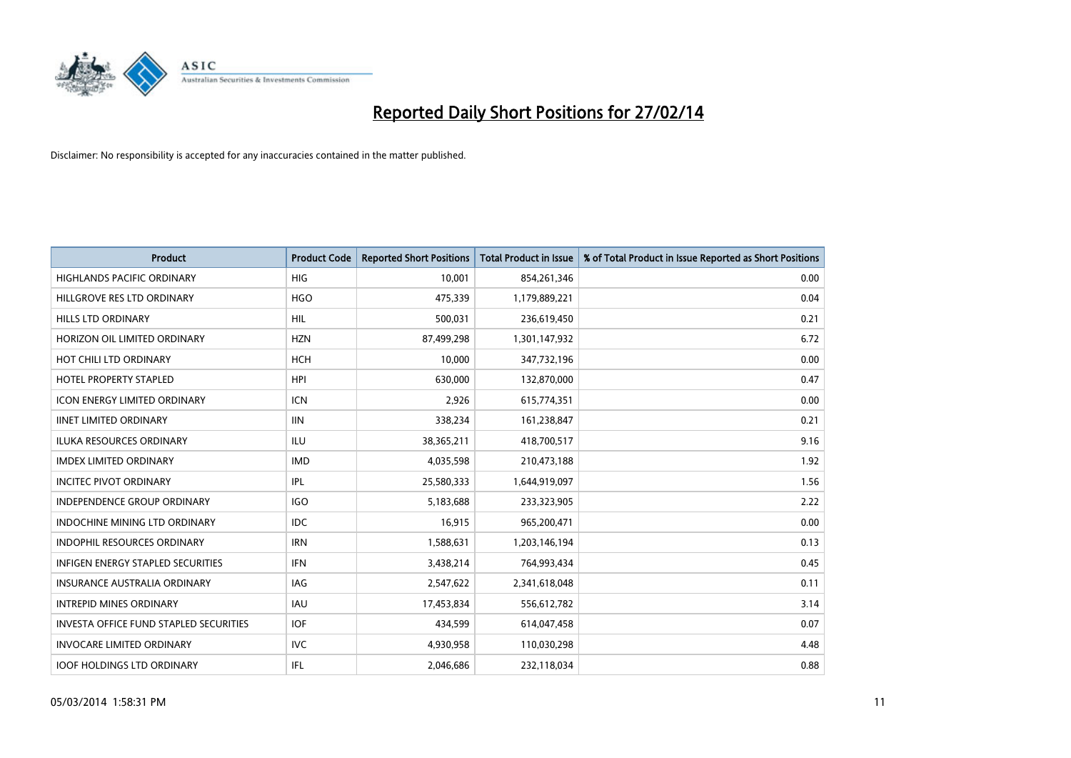# Reported Daily Short Positions for 27/02/14

Disclaimer: No responsibility is accepted for any inaccuracies contained in the matter published.

| Product | Product Code | Reported Short Positions | Total Product in Issue | % of Total Product in Issue Reported as Short Positions |
|---|---|---|---|---|
| HIGHLANDS PACIFIC ORDINARY | HIG | 10,001 | 854,261,346 | 0.00 |
| HILLGROVE RES LTD ORDINARY | HGO | 475,339 | 1,179,889,221 | 0.04 |
| HILLS LTD ORDINARY | HIL | 500,031 | 236,619,450 | 0.21 |
| HORIZON OIL LIMITED ORDINARY | HZN | 87,499,298 | 1,301,147,932 | 6.72 |
| HOT CHILI LTD ORDINARY | HCH | 10,000 | 347,732,196 | 0.00 |
| HOTEL PROPERTY STAPLED | HPI | 630,000 | 132,870,000 | 0.47 |
| ICON ENERGY LIMITED ORDINARY | ICN | 2,926 | 615,774,351 | 0.00 |
| IINET LIMITED ORDINARY | IIN | 338,234 | 161,238,847 | 0.21 |
| ILUKA RESOURCES ORDINARY | ILU | 38,365,211 | 418,700,517 | 9.16 |
| IMDEX LIMITED ORDINARY | IMD | 4,035,598 | 210,473,188 | 1.92 |
| INCITEC PIVOT ORDINARY | IPL | 25,580,333 | 1,644,919,097 | 1.56 |
| INDEPENDENCE GROUP ORDINARY | IGO | 5,183,688 | 233,323,905 | 2.22 |
| INDOCHINE MINING LTD ORDINARY | IDC | 16,915 | 965,200,471 | 0.00 |
| INDOPHIL RESOURCES ORDINARY | IRN | 1,588,631 | 1,203,146,194 | 0.13 |
| INFIGEN ENERGY STAPLED SECURITIES | IFN | 3,438,214 | 764,993,434 | 0.45 |
| INSURANCE AUSTRALIA ORDINARY | IAG | 2,547,622 | 2,341,618,048 | 0.11 |
| INTREPID MINES ORDINARY | IAU | 17,453,834 | 556,612,782 | 3.14 |
| INVESTA OFFICE FUND STAPLED SECURITIES | IOF | 434,599 | 614,047,458 | 0.07 |
| INVOCARE LIMITED ORDINARY | IVC | 4,930,958 | 110,030,298 | 4.48 |
| IOOF HOLDINGS LTD ORDINARY | IFL | 2,046,686 | 232,118,034 | 0.88 |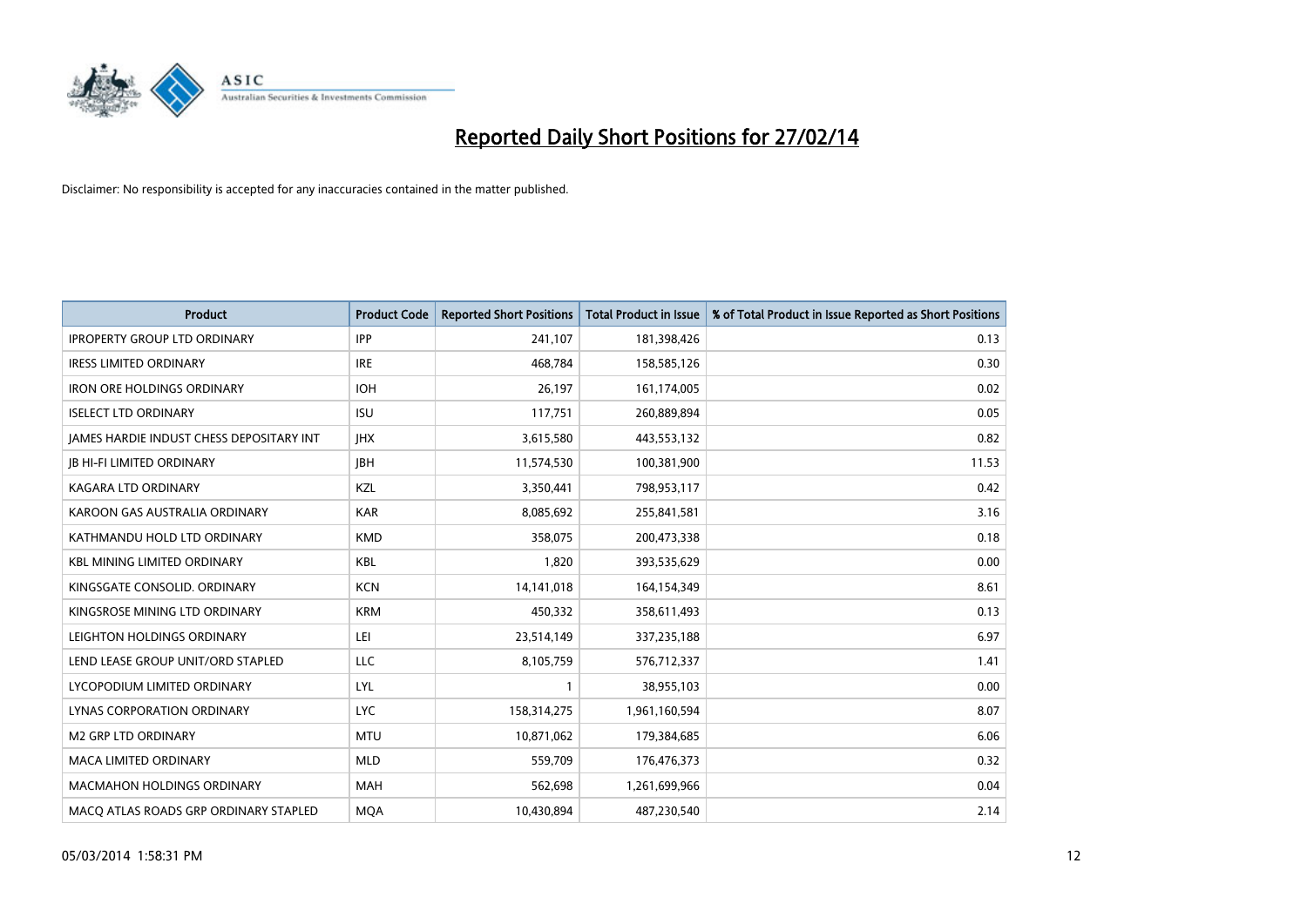# Reported Daily Short Positions for 27/02/14

Disclaimer: No responsibility is accepted for any inaccuracies contained in the matter published.

| Product | Product Code | Reported Short Positions | Total Product in Issue | % of Total Product in Issue Reported as Short Positions |
|---|---|---|---|---|
| IPROPERTY GROUP LTD ORDINARY | IPP | 241,107 | 181,398,426 | 0.13 |
| IRESS LIMITED ORDINARY | IRE | 468,784 | 158,585,126 | 0.30 |
| IRON ORE HOLDINGS ORDINARY | IOH | 26,197 | 161,174,005 | 0.02 |
| ISELECT LTD ORDINARY | ISU | 117,751 | 260,889,894 | 0.05 |
| JAMES HARDIE INDUST CHESS DEPOSITARY INT | JHX | 3,615,580 | 443,553,132 | 0.82 |
| JB HI-FI LIMITED ORDINARY | JBH | 11,574,530 | 100,381,900 | 11.53 |
| KAGARA LTD ORDINARY | KZL | 3,350,441 | 798,953,117 | 0.42 |
| KAROON GAS AUSTRALIA ORDINARY | KAR | 8,085,692 | 255,841,581 | 3.16 |
| KATHMANDU HOLD LTD ORDINARY | KMD | 358,075 | 200,473,338 | 0.18 |
| KBL MINING LIMITED ORDINARY | KBL | 1,820 | 393,535,629 | 0.00 |
| KINGSGATE CONSOLID. ORDINARY | KCN | 14,141,018 | 164,154,349 | 8.61 |
| KINGSROSE MINING LTD ORDINARY | KRM | 450,332 | 358,611,493 | 0.13 |
| LEIGHTON HOLDINGS ORDINARY | LEI | 23,514,149 | 337,235,188 | 6.97 |
| LEND LEASE GROUP UNIT/ORD STAPLED | LLC | 8,105,759 | 576,712,337 | 1.41 |
| LYCOPODIUM LIMITED ORDINARY | LYL | 1 | 38,955,103 | 0.00 |
| LYNAS CORPORATION ORDINARY | LYC | 158,314,275 | 1,961,160,594 | 8.07 |
| M2 GRP LTD ORDINARY | MTU | 10,871,062 | 179,384,685 | 6.06 |
| MACA LIMITED ORDINARY | MLD | 559,709 | 176,476,373 | 0.32 |
| MACMAHON HOLDINGS ORDINARY | MAH | 562,698 | 1,261,699,966 | 0.04 |
| MACQ ATLAS ROADS GRP ORDINARY STAPLED | MQA | 10,430,894 | 487,230,540 | 2.14 |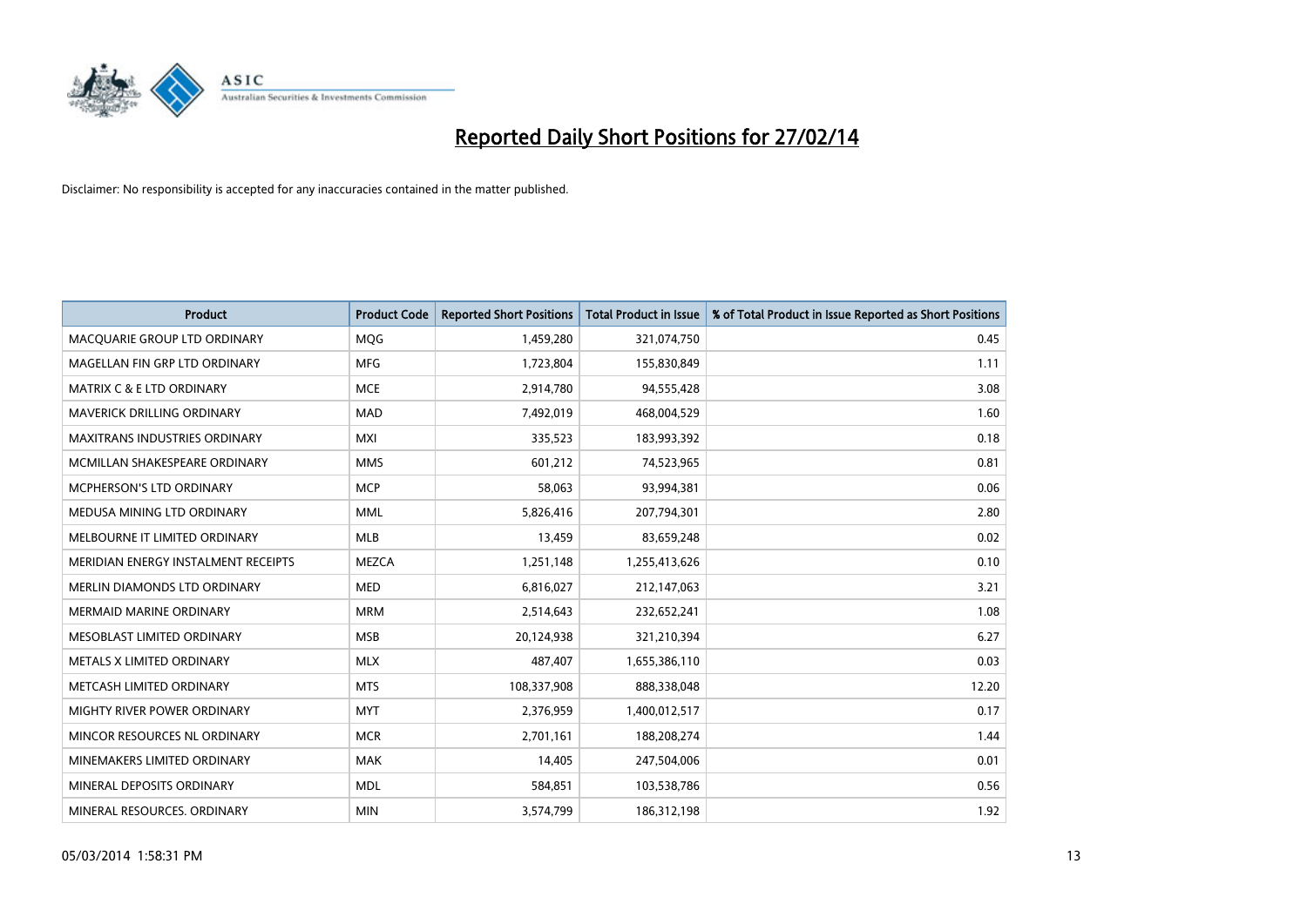# Reported Daily Short Positions for 27/02/14

Disclaimer: No responsibility is accepted for any inaccuracies contained in the matter published.

| Product | Product Code | Reported Short Positions | Total Product in Issue | % of Total Product in Issue Reported as Short Positions |
|---|---|---|---|---|
| MACQUARIE GROUP LTD ORDINARY | MQG | 1,459,280 | 321,074,750 | 0.45 |
| MAGELLAN FIN GRP LTD ORDINARY | MFG | 1,723,804 | 155,830,849 | 1.11 |
| MATRIX C & E LTD ORDINARY | MCE | 2,914,780 | 94,555,428 | 3.08 |
| MAVERICK DRILLING ORDINARY | MAD | 7,492,019 | 468,004,529 | 1.60 |
| MAXITRANS INDUSTRIES ORDINARY | MXI | 335,523 | 183,993,392 | 0.18 |
| MCMILLAN SHAKESPEARE ORDINARY | MMS | 601,212 | 74,523,965 | 0.81 |
| MCPHERSON'S LTD ORDINARY | MCP | 58,063 | 93,994,381 | 0.06 |
| MEDUSA MINING LTD ORDINARY | MML | 5,826,416 | 207,794,301 | 2.80 |
| MELBOURNE IT LIMITED ORDINARY | MLB | 13,459 | 83,659,248 | 0.02 |
| MERIDIAN ENERGY INSTALMENT RECEIPTS | MEZCA | 1,251,148 | 1,255,413,626 | 0.10 |
| MERLIN DIAMONDS LTD ORDINARY | MED | 6,816,027 | 212,147,063 | 3.21 |
| MERMAID MARINE ORDINARY | MRM | 2,514,643 | 232,652,241 | 1.08 |
| MESOBLAST LIMITED ORDINARY | MSB | 20,124,938 | 321,210,394 | 6.27 |
| METALS X LIMITED ORDINARY | MLX | 487,407 | 1,655,386,110 | 0.03 |
| METCASH LIMITED ORDINARY | MTS | 108,337,908 | 888,338,048 | 12.20 |
| MIGHTY RIVER POWER ORDINARY | MYT | 2,376,959 | 1,400,012,517 | 0.17 |
| MINCOR RESOURCES NL ORDINARY | MCR | 2,701,161 | 188,208,274 | 1.44 |
| MINEMAKERS LIMITED ORDINARY | MAK | 14,405 | 247,504,006 | 0.01 |
| MINERAL DEPOSITS ORDINARY | MDL | 584,851 | 103,538,786 | 0.56 |
| MINERAL RESOURCES. ORDINARY | MIN | 3,574,799 | 186,312,198 | 1.92 |

05/03/2014 1:58:31 PM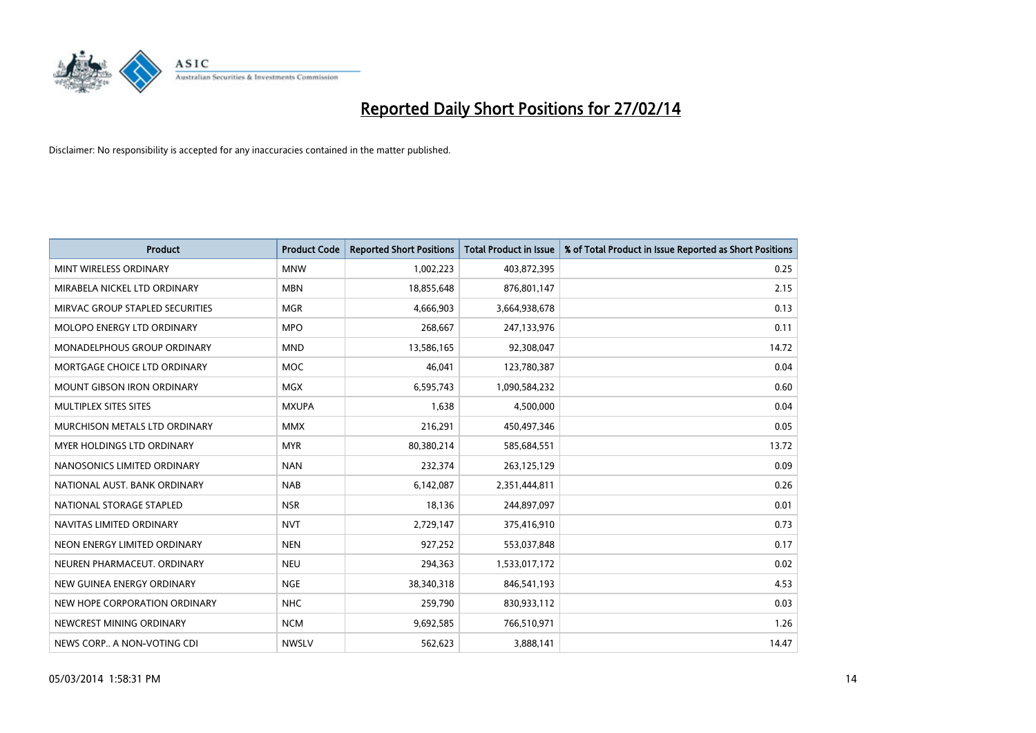# Reported Daily Short Positions for 27/02/14

Disclaimer: No responsibility is accepted for any inaccuracies contained in the matter published.

| Product | Product Code | Reported Short Positions | Total Product in Issue | % of Total Product in Issue Reported as Short Positions |
|---|---|---|---|---|
| MINT WIRELESS ORDINARY | MNW | 1,002,223 | 403,872,395 | 0.25 |
| MIRABELA NICKEL LTD ORDINARY | MBN | 18,855,648 | 876,801,147 | 2.15 |
| MIRVAC GROUP STAPLED SECURITIES | MGR | 4,666,903 | 3,664,938,678 | 0.13 |
| MOLOPO ENERGY LTD ORDINARY | MPO | 268,667 | 247,133,976 | 0.11 |
| MONADELPHOUS GROUP ORDINARY | MND | 13,586,165 | 92,308,047 | 14.72 |
| MORTGAGE CHOICE LTD ORDINARY | MOC | 46,041 | 123,780,387 | 0.04 |
| MOUNT GIBSON IRON ORDINARY | MGX | 6,595,743 | 1,090,584,232 | 0.60 |
| MULTIPLEX SITES SITES | MXUPA | 1,638 | 4,500,000 | 0.04 |
| MURCHISON METALS LTD ORDINARY | MMX | 216,291 | 450,497,346 | 0.05 |
| MYER HOLDINGS LTD ORDINARY | MYR | 80,380,214 | 585,684,551 | 13.72 |
| NANOSONICS LIMITED ORDINARY | NAN | 232,374 | 263,125,129 | 0.09 |
| NATIONAL AUST. BANK ORDINARY | NAB | 6,142,087 | 2,351,444,811 | 0.26 |
| NATIONAL STORAGE STAPLED | NSR | 18,136 | 244,897,097 | 0.01 |
| NAVITAS LIMITED ORDINARY | NVT | 2,729,147 | 375,416,910 | 0.73 |
| NEON ENERGY LIMITED ORDINARY | NEN | 927,252 | 553,037,848 | 0.17 |
| NEUREN PHARMACEUT. ORDINARY | NEU | 294,363 | 1,533,017,172 | 0.02 |
| NEW GUINEA ENERGY ORDINARY | NGE | 38,340,318 | 846,541,193 | 4.53 |
| NEW HOPE CORPORATION ORDINARY | NHC | 259,790 | 830,933,112 | 0.03 |
| NEWCREST MINING ORDINARY | NCM | 9,692,585 | 766,510,971 | 1.26 |
| NEWS CORP.. A NON-VOTING CDI | NWSLV | 562,623 | 3,888,141 | 14.47 |

05/03/2014 1:58:31 PM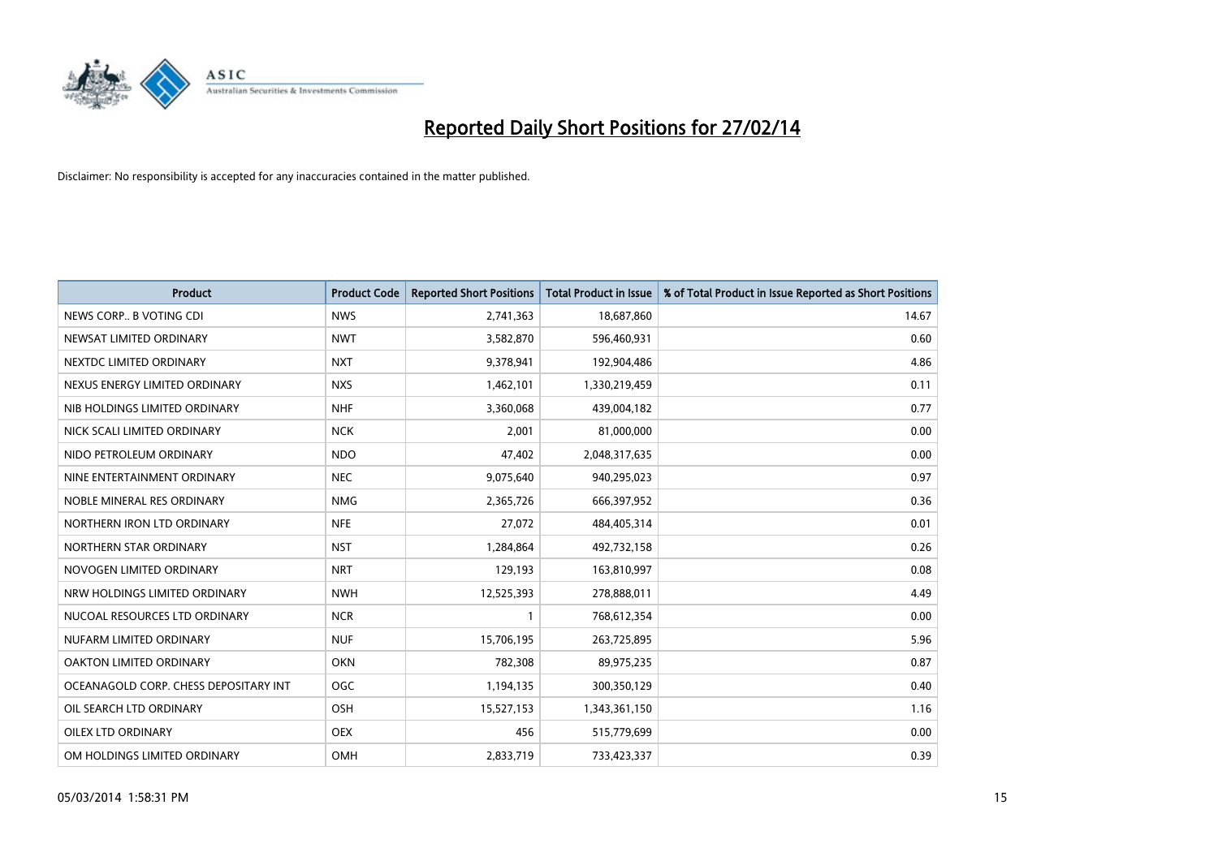# Reported Daily Short Positions for 27/02/14

Disclaimer: No responsibility is accepted for any inaccuracies contained in the matter published.

| Product | Product Code | Reported Short Positions | Total Product in Issue | % of Total Product in Issue Reported as Short Positions |
| --- | --- | --- | --- | --- |
| NEWS CORP.. B VOTING CDI | NWS | 2,741,363 | 18,687,860 | 14.67 |
| NEWSAT LIMITED ORDINARY | NWT | 3,582,870 | 596,460,931 | 0.60 |
| NEXTDC LIMITED ORDINARY | NXT | 9,378,941 | 192,904,486 | 4.86 |
| NEXUS ENERGY LIMITED ORDINARY | NXS | 1,462,101 | 1,330,219,459 | 0.11 |
| NIB HOLDINGS LIMITED ORDINARY | NHF | 3,360,068 | 439,004,182 | 0.77 |
| NICK SCALI LIMITED ORDINARY | NCK | 2,001 | 81,000,000 | 0.00 |
| NIDO PETROLEUM ORDINARY | NDO | 47,402 | 2,048,317,635 | 0.00 |
| NINE ENTERTAINMENT ORDINARY | NEC | 9,075,640 | 940,295,023 | 0.97 |
| NOBLE MINERAL RES ORDINARY | NMG | 2,365,726 | 666,397,952 | 0.36 |
| NORTHERN IRON LTD ORDINARY | NFE | 27,072 | 484,405,314 | 0.01 |
| NORTHERN STAR ORDINARY | NST | 1,284,864 | 492,732,158 | 0.26 |
| NOVOGEN LIMITED ORDINARY | NRT | 129,193 | 163,810,997 | 0.08 |
| NRW HOLDINGS LIMITED ORDINARY | NWH | 12,525,393 | 278,888,011 | 4.49 |
| NUCOAL RESOURCES LTD ORDINARY | NCR | 1 | 768,612,354 | 0.00 |
| NUFARM LIMITED ORDINARY | NUF | 15,706,195 | 263,725,895 | 5.96 |
| OAKTON LIMITED ORDINARY | OKN | 782,308 | 89,975,235 | 0.87 |
| OCEANAGOLD CORP. CHESS DEPOSITARY INT | OGC | 1,194,135 | 300,350,129 | 0.40 |
| OIL SEARCH LTD ORDINARY | OSH | 15,527,153 | 1,343,361,150 | 1.16 |
| OILEX LTD ORDINARY | OEX | 456 | 515,779,699 | 0.00 |
| OM HOLDINGS LIMITED ORDINARY | OMH | 2,833,719 | 733,423,337 | 0.39 |

05/03/2014 1:58:31 PM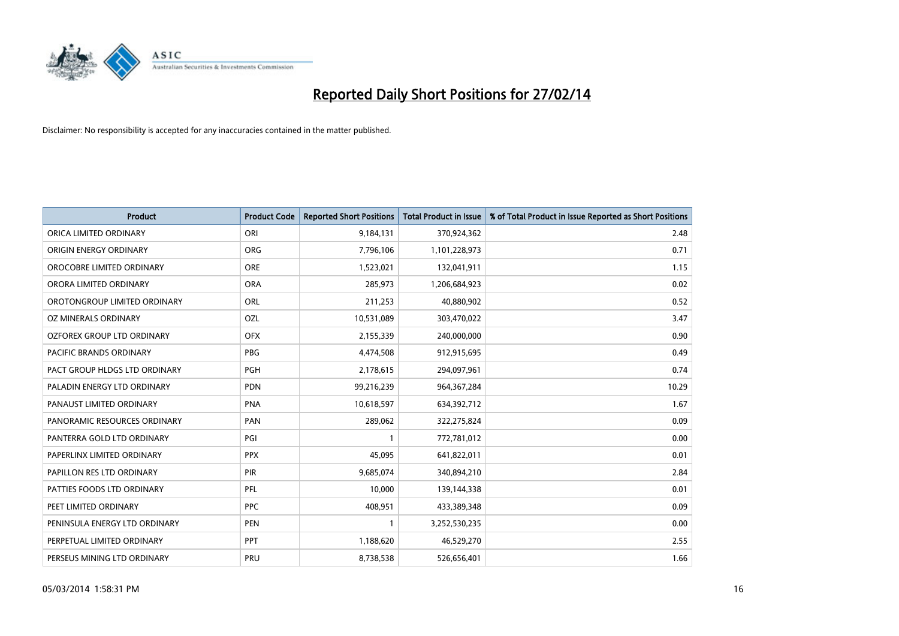# Reported Daily Short Positions for 27/02/14

Disclaimer: No responsibility is accepted for any inaccuracies contained in the matter published.

| Product | Product Code | Reported Short Positions | Total Product in Issue | % of Total Product in Issue Reported as Short Positions |
|---|---|---|---|---|
| ORICA LIMITED ORDINARY | ORI | 9,184,131 | 370,924,362 | 2.48 |
| ORIGIN ENERGY ORDINARY | ORG | 7,796,106 | 1,101,228,973 | 0.71 |
| OROCOBRE LIMITED ORDINARY | ORE | 1,523,021 | 132,041,911 | 1.15 |
| ORORA LIMITED ORDINARY | ORA | 285,973 | 1,206,684,923 | 0.02 |
| OROTONGROUP LIMITED ORDINARY | ORL | 211,253 | 40,880,902 | 0.52 |
| OZ MINERALS ORDINARY | OZL | 10,531,089 | 303,470,022 | 3.47 |
| OZFOREX GROUP LTD ORDINARY | OFX | 2,155,339 | 240,000,000 | 0.90 |
| PACIFIC BRANDS ORDINARY | PBG | 4,474,508 | 912,915,695 | 0.49 |
| PACT GROUP HLDGS LTD ORDINARY | PGH | 2,178,615 | 294,097,961 | 0.74 |
| PALADIN ENERGY LTD ORDINARY | PDN | 99,216,239 | 964,367,284 | 10.29 |
| PANAUST LIMITED ORDINARY | PNA | 10,618,597 | 634,392,712 | 1.67 |
| PANORAMIC RESOURCES ORDINARY | PAN | 289,062 | 322,275,824 | 0.09 |
| PANTERRA GOLD LTD ORDINARY | PGI | 1 | 772,781,012 | 0.00 |
| PAPERLINX LIMITED ORDINARY | PPX | 45,095 | 641,822,011 | 0.01 |
| PAPILLON RES LTD ORDINARY | PIR | 9,685,074 | 340,894,210 | 2.84 |
| PATTIES FOODS LTD ORDINARY | PFL | 10,000 | 139,144,338 | 0.01 |
| PEET LIMITED ORDINARY | PPC | 408,951 | 433,389,348 | 0.09 |
| PENINSULA ENERGY LTD ORDINARY | PEN | 1 | 3,252,530,235 | 0.00 |
| PERPETUAL LIMITED ORDINARY | PPT | 1,188,620 | 46,529,270 | 2.55 |
| PERSEUS MINING LTD ORDINARY | PRU | 8,738,538 | 526,656,401 | 1.66 |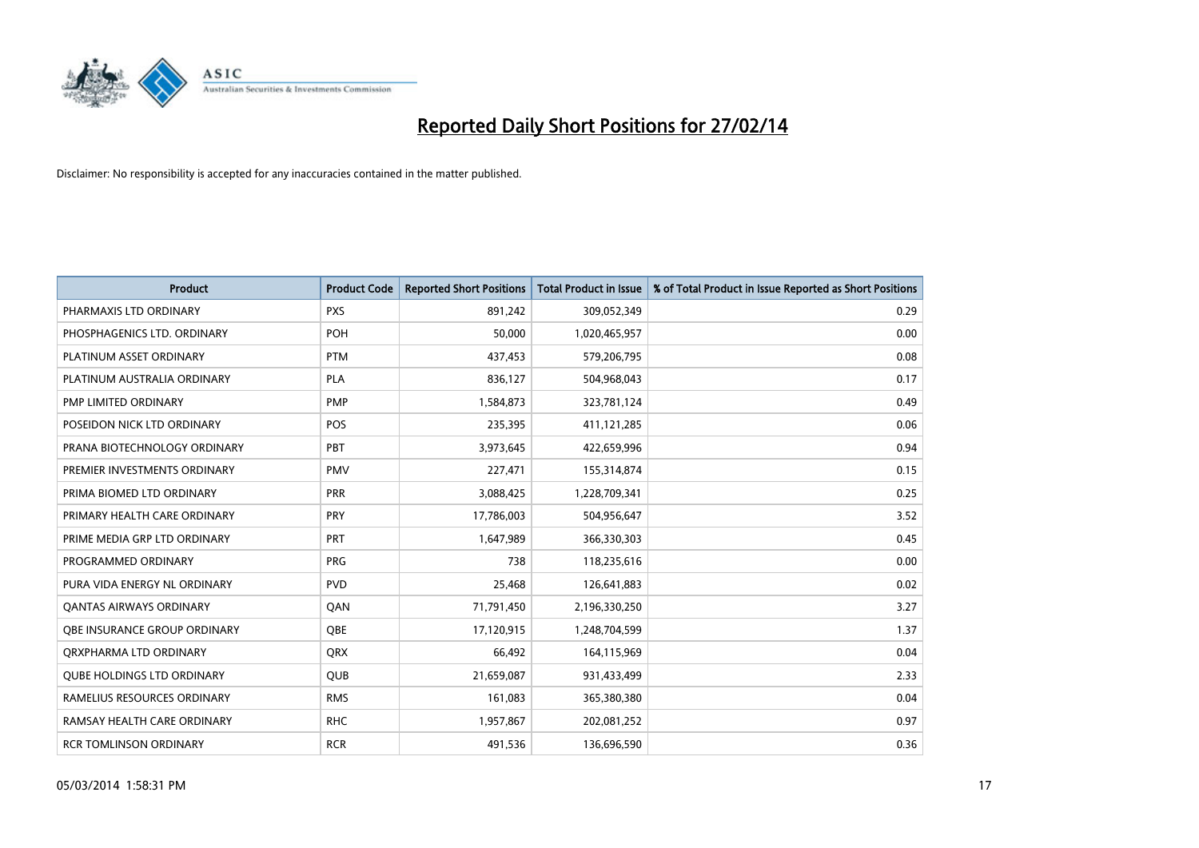# Reported Daily Short Positions for 27/02/14

Disclaimer: No responsibility is accepted for any inaccuracies contained in the matter published.

| Product | Product Code | Reported Short Positions | Total Product in Issue | % of Total Product in Issue Reported as Short Positions |
|---|---|---|---|---|
| PHARMAXIS LTD ORDINARY | PXS | 891,242 | 309,052,349 | 0.29 |
| PHOSPHAGENICS LTD. ORDINARY | POH | 50,000 | 1,020,465,957 | 0.00 |
| PLATINUM ASSET ORDINARY | PTM | 437,453 | 579,206,795 | 0.08 |
| PLATINUM AUSTRALIA ORDINARY | PLA | 836,127 | 504,968,043 | 0.17 |
| PMP LIMITED ORDINARY | PMP | 1,584,873 | 323,781,124 | 0.49 |
| POSEIDON NICK LTD ORDINARY | POS | 235,395 | 411,121,285 | 0.06 |
| PRANA BIOTECHNOLOGY ORDINARY | PBT | 3,973,645 | 422,659,996 | 0.94 |
| PREMIER INVESTMENTS ORDINARY | PMV | 227,471 | 155,314,874 | 0.15 |
| PRIMA BIOMED LTD ORDINARY | PRR | 3,088,425 | 1,228,709,341 | 0.25 |
| PRIMARY HEALTH CARE ORDINARY | PRY | 17,786,003 | 504,956,647 | 3.52 |
| PRIME MEDIA GRP LTD ORDINARY | PRT | 1,647,989 | 366,330,303 | 0.45 |
| PROGRAMMED ORDINARY | PRG | 738 | 118,235,616 | 0.00 |
| PURA VIDA ENERGY NL ORDINARY | PVD | 25,468 | 126,641,883 | 0.02 |
| QANTAS AIRWAYS ORDINARY | QAN | 71,791,450 | 2,196,330,250 | 3.27 |
| QBE INSURANCE GROUP ORDINARY | QBE | 17,120,915 | 1,248,704,599 | 1.37 |
| QRXPHARMA LTD ORDINARY | QRX | 66,492 | 164,115,969 | 0.04 |
| QUBE HOLDINGS LTD ORDINARY | QUB | 21,659,087 | 931,433,499 | 2.33 |
| RAMELIUS RESOURCES ORDINARY | RMS | 161,083 | 365,380,380 | 0.04 |
| RAMSAY HEALTH CARE ORDINARY | RHC | 1,957,867 | 202,081,252 | 0.97 |
| RCR TOMLINSON ORDINARY | RCR | 491,536 | 136,696,590 | 0.36 |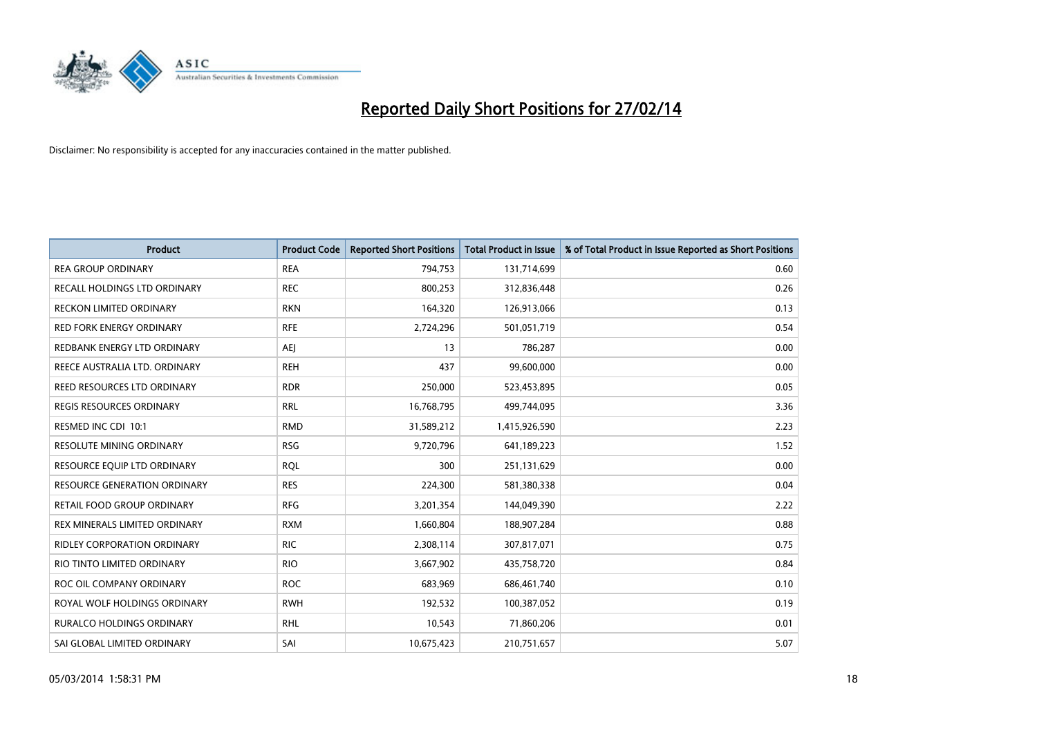# Reported Daily Short Positions for 27/02/14

Disclaimer: No responsibility is accepted for any inaccuracies contained in the matter published.

| Product | Product Code | Reported Short Positions | Total Product in Issue | % of Total Product in Issue Reported as Short Positions |
|---|---|---|---|---|
| REA GROUP ORDINARY | REA | 794,753 | 131,714,699 | 0.60 |
| RECALL HOLDINGS LTD ORDINARY | REC | 800,253 | 312,836,448 | 0.26 |
| RECKON LIMITED ORDINARY | RKN | 164,320 | 126,913,066 | 0.13 |
| RED FORK ENERGY ORDINARY | RFE | 2,724,296 | 501,051,719 | 0.54 |
| REDBANK ENERGY LTD ORDINARY | AEJ | 13 | 786,287 | 0.00 |
| REECE AUSTRALIA LTD. ORDINARY | REH | 437 | 99,600,000 | 0.00 |
| REED RESOURCES LTD ORDINARY | RDR | 250,000 | 523,453,895 | 0.05 |
| REGIS RESOURCES ORDINARY | RRL | 16,768,795 | 499,744,095 | 3.36 |
| RESMED INC CDI 10:1 | RMD | 31,589,212 | 1,415,926,590 | 2.23 |
| RESOLUTE MINING ORDINARY | RSG | 9,720,796 | 641,189,223 | 1.52 |
| RESOURCE EQUIP LTD ORDINARY | RQL | 300 | 251,131,629 | 0.00 |
| RESOURCE GENERATION ORDINARY | RES | 224,300 | 581,380,338 | 0.04 |
| RETAIL FOOD GROUP ORDINARY | RFG | 3,201,354 | 144,049,390 | 2.22 |
| REX MINERALS LIMITED ORDINARY | RXM | 1,660,804 | 188,907,284 | 0.88 |
| RIDLEY CORPORATION ORDINARY | RIC | 2,308,114 | 307,817,071 | 0.75 |
| RIO TINTO LIMITED ORDINARY | RIO | 3,667,902 | 435,758,720 | 0.84 |
| ROC OIL COMPANY ORDINARY | ROC | 683,969 | 686,461,740 | 0.10 |
| ROYAL WOLF HOLDINGS ORDINARY | RWH | 192,532 | 100,387,052 | 0.19 |
| RURALCO HOLDINGS ORDINARY | RHL | 10,543 | 71,860,206 | 0.01 |
| SAI GLOBAL LIMITED ORDINARY | SAI | 10,675,423 | 210,751,657 | 5.07 |

05/03/2014 1:58:31 PM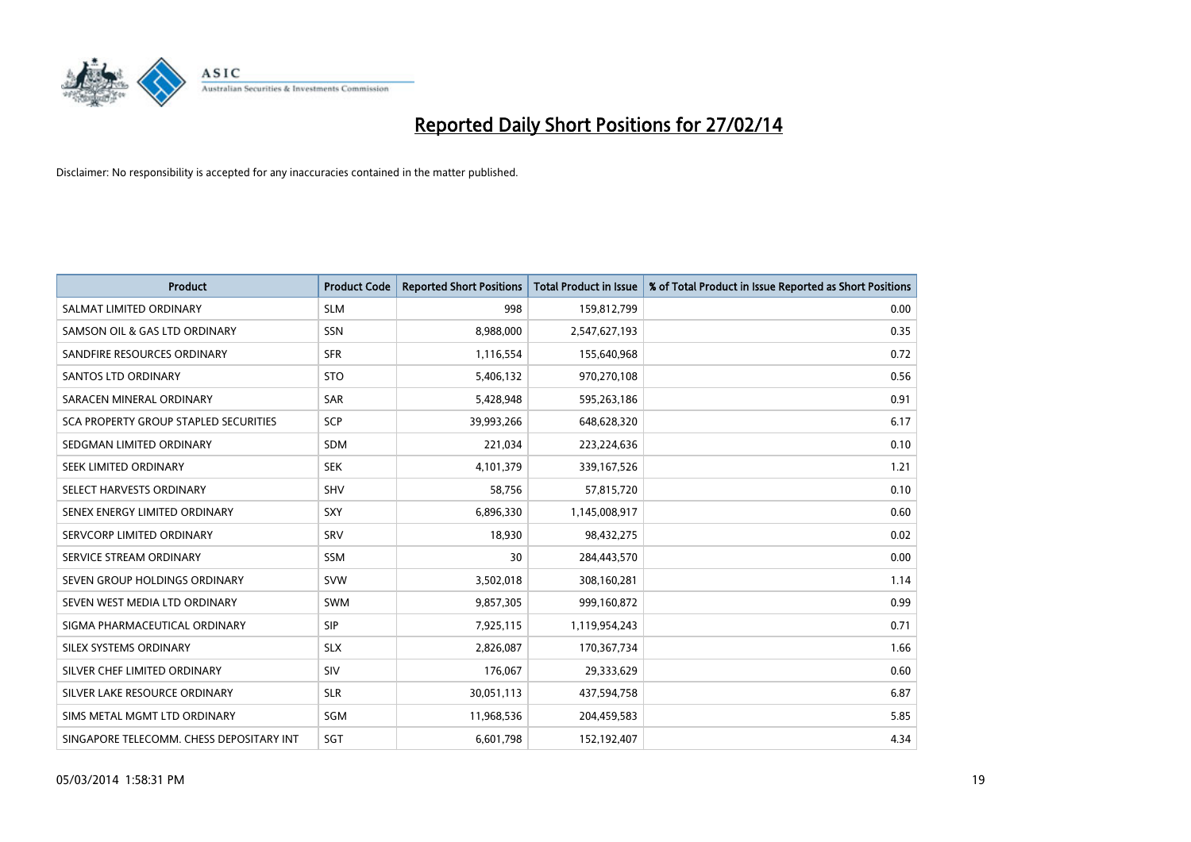# Reported Daily Short Positions for 27/02/14

Disclaimer: No responsibility is accepted for any inaccuracies contained in the matter published.

| Product | Product Code | Reported Short Positions | Total Product in Issue | % of Total Product in Issue Reported as Short Positions |
|---|---|---|---|---|
| SALMAT LIMITED ORDINARY | SLM | 998 | 159,812,799 | 0.00 |
| SAMSON OIL & GAS LTD ORDINARY | SSN | 8,988,000 | 2,547,627,193 | 0.35 |
| SANDFIRE RESOURCES ORDINARY | SFR | 1,116,554 | 155,640,968 | 0.72 |
| SANTOS LTD ORDINARY | STO | 5,406,132 | 970,270,108 | 0.56 |
| SARACEN MINERAL ORDINARY | SAR | 5,428,948 | 595,263,186 | 0.91 |
| SCA PROPERTY GROUP STAPLED SECURITIES | SCP | 39,993,266 | 648,628,320 | 6.17 |
| SEDGMAN LIMITED ORDINARY | SDM | 221,034 | 223,224,636 | 0.10 |
| SEEK LIMITED ORDINARY | SEK | 4,101,379 | 339,167,526 | 1.21 |
| SELECT HARVESTS ORDINARY | SHV | 58,756 | 57,815,720 | 0.10 |
| SENEX ENERGY LIMITED ORDINARY | SXY | 6,896,330 | 1,145,008,917 | 0.60 |
| SERVCORP LIMITED ORDINARY | SRV | 18,930 | 98,432,275 | 0.02 |
| SERVICE STREAM ORDINARY | SSM | 30 | 284,443,570 | 0.00 |
| SEVEN GROUP HOLDINGS ORDINARY | SVW | 3,502,018 | 308,160,281 | 1.14 |
| SEVEN WEST MEDIA LTD ORDINARY | SWM | 9,857,305 | 999,160,872 | 0.99 |
| SIGMA PHARMACEUTICAL ORDINARY | SIP | 7,925,115 | 1,119,954,243 | 0.71 |
| SILEX SYSTEMS ORDINARY | SLX | 2,826,087 | 170,367,734 | 1.66 |
| SILVER CHEF LIMITED ORDINARY | SIV | 176,067 | 29,333,629 | 0.60 |
| SILVER LAKE RESOURCE ORDINARY | SLR | 30,051,113 | 437,594,758 | 6.87 |
| SIMS METAL MGMT LTD ORDINARY | SGM | 11,968,536 | 204,459,583 | 5.85 |
| SINGAPORE TELECOMM. CHESS DEPOSITARY INT | SGT | 6,601,798 | 152,192,407 | 4.34 |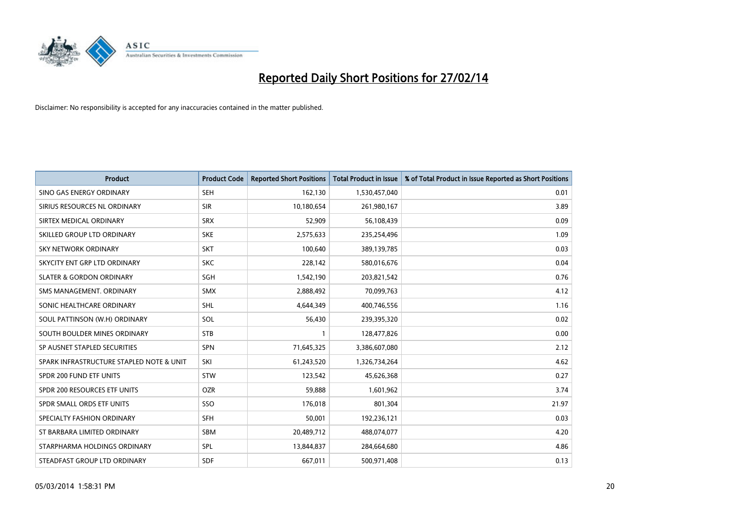# Reported Daily Short Positions for 27/02/14

Disclaimer: No responsibility is accepted for any inaccuracies contained in the matter published.

| Product | Product Code | Reported Short Positions | Total Product in Issue | % of Total Product in Issue Reported as Short Positions |
|---|---|---|---|---|
| SINO GAS ENERGY ORDINARY | SEH | 162,130 | 1,530,457,040 | 0.01 |
| SIRIUS RESOURCES NL ORDINARY | SIR | 10,180,654 | 261,980,167 | 3.89 |
| SIRTEX MEDICAL ORDINARY | SRX | 52,909 | 56,108,439 | 0.09 |
| SKILLED GROUP LTD ORDINARY | SKE | 2,575,633 | 235,254,496 | 1.09 |
| SKY NETWORK ORDINARY | SKT | 100,640 | 389,139,785 | 0.03 |
| SKYCITY ENT GRP LTD ORDINARY | SKC | 228,142 | 580,016,676 | 0.04 |
| SLATER & GORDON ORDINARY | SGH | 1,542,190 | 203,821,542 | 0.76 |
| SMS MANAGEMENT. ORDINARY | SMX | 2,888,492 | 70,099,763 | 4.12 |
| SONIC HEALTHCARE ORDINARY | SHL | 4,644,349 | 400,746,556 | 1.16 |
| SOUL PATTINSON (W.H) ORDINARY | SOL | 56,430 | 239,395,320 | 0.02 |
| SOUTH BOULDER MINES ORDINARY | STB | 1 | 128,477,826 | 0.00 |
| SP AUSNET STAPLED SECURITIES | SPN | 71,645,325 | 3,386,607,080 | 2.12 |
| SPARK INFRASTRUCTURE STAPLED NOTE & UNIT | SKI | 61,243,520 | 1,326,734,264 | 4.62 |
| SPDR 200 FUND ETF UNITS | STW | 123,542 | 45,626,368 | 0.27 |
| SPDR 200 RESOURCES ETF UNITS | OZR | 59,888 | 1,601,962 | 3.74 |
| SPDR SMALL ORDS ETF UNITS | SSO | 176,018 | 801,304 | 21.97 |
| SPECIALTY FASHION ORDINARY | SFH | 50,001 | 192,236,121 | 0.03 |
| ST BARBARA LIMITED ORDINARY | SBM | 20,489,712 | 488,074,077 | 4.20 |
| STARPHARMA HOLDINGS ORDINARY | SPL | 13,844,837 | 284,664,680 | 4.86 |
| STEADFAST GROUP LTD ORDINARY | SDF | 667,011 | 500,971,408 | 0.13 |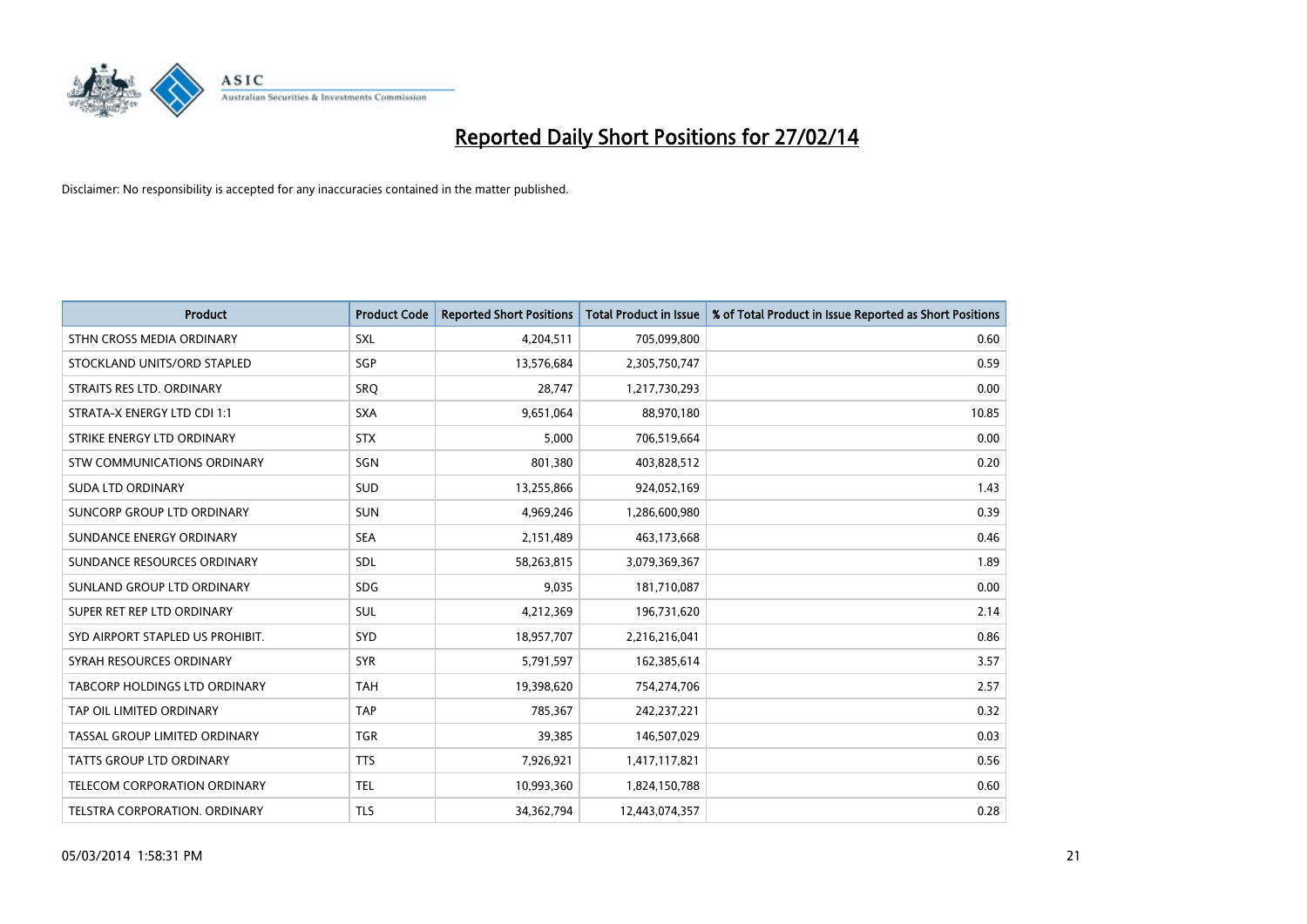# Reported Daily Short Positions for 27/02/14

Disclaimer: No responsibility is accepted for any inaccuracies contained in the matter published.

| Product | Product Code | Reported Short Positions | Total Product in Issue | % of Total Product in Issue Reported as Short Positions |
|---|---|---|---|---|
| STHN CROSS MEDIA ORDINARY | SXL | 4,204,511 | 705,099,800 | 0.60 |
| STOCKLAND UNITS/ORD STAPLED | SGP | 13,576,684 | 2,305,750,747 | 0.59 |
| STRAITS RES LTD. ORDINARY | SRQ | 28,747 | 1,217,730,293 | 0.00 |
| STRATA-X ENERGY LTD CDI 1:1 | SXA | 9,651,064 | 88,970,180 | 10.85 |
| STRIKE ENERGY LTD ORDINARY | STX | 5,000 | 706,519,664 | 0.00 |
| STW COMMUNICATIONS ORDINARY | SGN | 801,380 | 403,828,512 | 0.20 |
| SUDA LTD ORDINARY | SUD | 13,255,866 | 924,052,169 | 1.43 |
| SUNCORP GROUP LTD ORDINARY | SUN | 4,969,246 | 1,286,600,980 | 0.39 |
| SUNDANCE ENERGY ORDINARY | SEA | 2,151,489 | 463,173,668 | 0.46 |
| SUNDANCE RESOURCES ORDINARY | SDL | 58,263,815 | 3,079,369,367 | 1.89 |
| SUNLAND GROUP LTD ORDINARY | SDG | 9,035 | 181,710,087 | 0.00 |
| SUPER RET REP LTD ORDINARY | SUL | 4,212,369 | 196,731,620 | 2.14 |
| SYD AIRPORT STAPLED US PROHIBIT. | SYD | 18,957,707 | 2,216,216,041 | 0.86 |
| SYRAH RESOURCES ORDINARY | SYR | 5,791,597 | 162,385,614 | 3.57 |
| TABCORP HOLDINGS LTD ORDINARY | TAH | 19,398,620 | 754,274,706 | 2.57 |
| TAP OIL LIMITED ORDINARY | TAP | 785,367 | 242,237,221 | 0.32 |
| TASSAL GROUP LIMITED ORDINARY | TGR | 39,385 | 146,507,029 | 0.03 |
| TATTS GROUP LTD ORDINARY | TTS | 7,926,921 | 1,417,117,821 | 0.56 |
| TELECOM CORPORATION ORDINARY | TEL | 10,993,360 | 1,824,150,788 | 0.60 |
| TELSTRA CORPORATION. ORDINARY | TLS | 34,362,794 | 12,443,074,357 | 0.28 |

05/03/2014 1:58:31 PM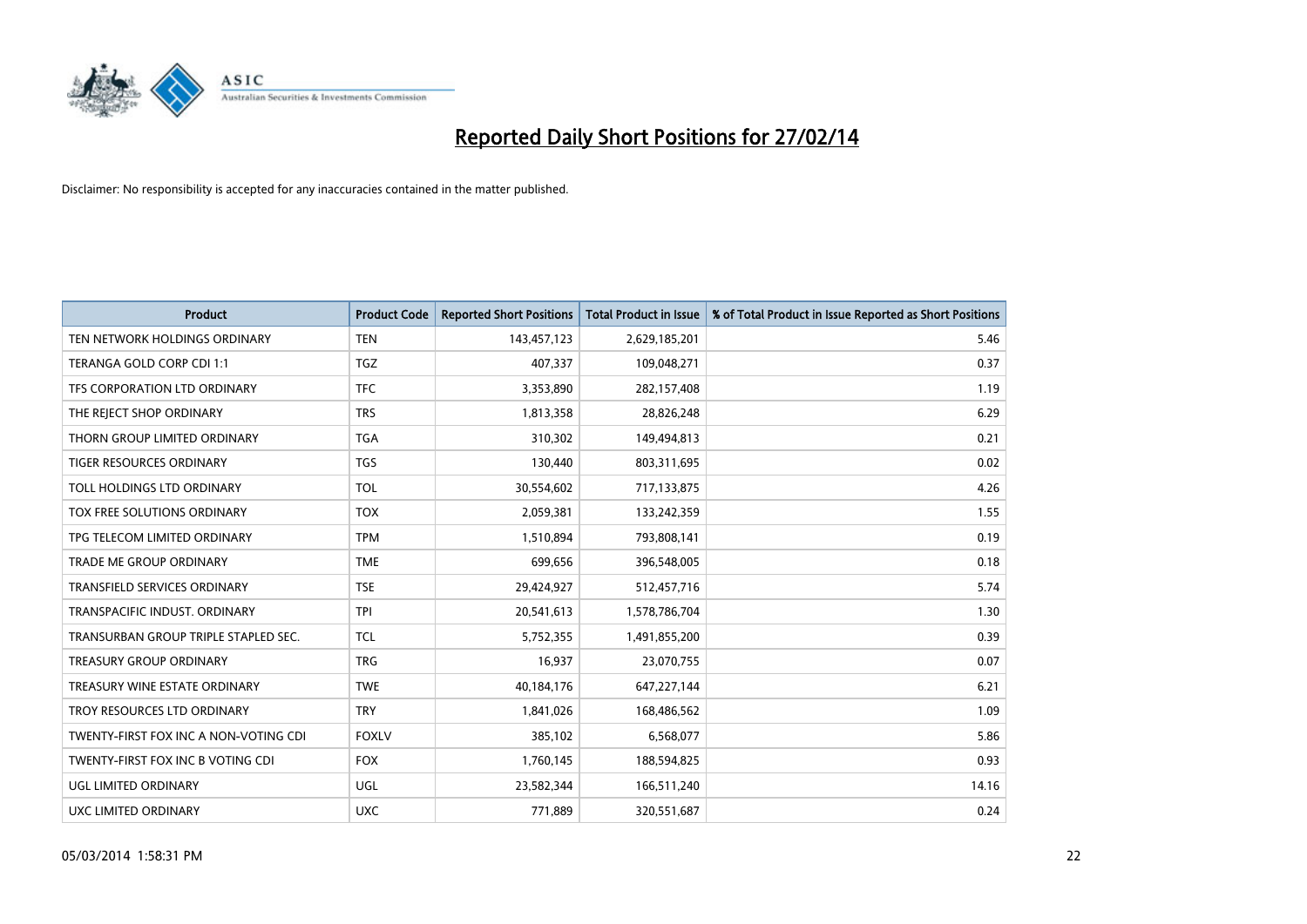# Reported Daily Short Positions for 27/02/14

Disclaimer: No responsibility is accepted for any inaccuracies contained in the matter published.

| Product | Product Code | Reported Short Positions | Total Product in Issue | % of Total Product in Issue Reported as Short Positions |
|---|---|---|---|---|
| TEN NETWORK HOLDINGS ORDINARY | TEN | 143,457,123 | 2,629,185,201 | 5.46 |
| TERANGA GOLD CORP CDI 1:1 | TGZ | 407,337 | 109,048,271 | 0.37 |
| TFS CORPORATION LTD ORDINARY | TFC | 3,353,890 | 282,157,408 | 1.19 |
| THE REJECT SHOP ORDINARY | TRS | 1,813,358 | 28,826,248 | 6.29 |
| THORN GROUP LIMITED ORDINARY | TGA | 310,302 | 149,494,813 | 0.21 |
| TIGER RESOURCES ORDINARY | TGS | 130,440 | 803,311,695 | 0.02 |
| TOLL HOLDINGS LTD ORDINARY | TOL | 30,554,602 | 717,133,875 | 4.26 |
| TOX FREE SOLUTIONS ORDINARY | TOX | 2,059,381 | 133,242,359 | 1.55 |
| TPG TELECOM LIMITED ORDINARY | TPM | 1,510,894 | 793,808,141 | 0.19 |
| TRADE ME GROUP ORDINARY | TME | 699,656 | 396,548,005 | 0.18 |
| TRANSFIELD SERVICES ORDINARY | TSE | 29,424,927 | 512,457,716 | 5.74 |
| TRANSPACIFIC INDUST. ORDINARY | TPI | 20,541,613 | 1,578,786,704 | 1.30 |
| TRANSURBAN GROUP TRIPLE STAPLED SEC. | TCL | 5,752,355 | 1,491,855,200 | 0.39 |
| TREASURY GROUP ORDINARY | TRG | 16,937 | 23,070,755 | 0.07 |
| TREASURY WINE ESTATE ORDINARY | TWE | 40,184,176 | 647,227,144 | 6.21 |
| TROY RESOURCES LTD ORDINARY | TRY | 1,841,026 | 168,486,562 | 1.09 |
| TWENTY-FIRST FOX INC A NON-VOTING CDI | FOXLV | 385,102 | 6,568,077 | 5.86 |
| TWENTY-FIRST FOX INC B VOTING CDI | FOX | 1,760,145 | 188,594,825 | 0.93 |
| UGL LIMITED ORDINARY | UGL | 23,582,344 | 166,511,240 | 14.16 |
| UXC LIMITED ORDINARY | UXC | 771,889 | 320,551,687 | 0.24 |

05/03/2014 1:58:31 PM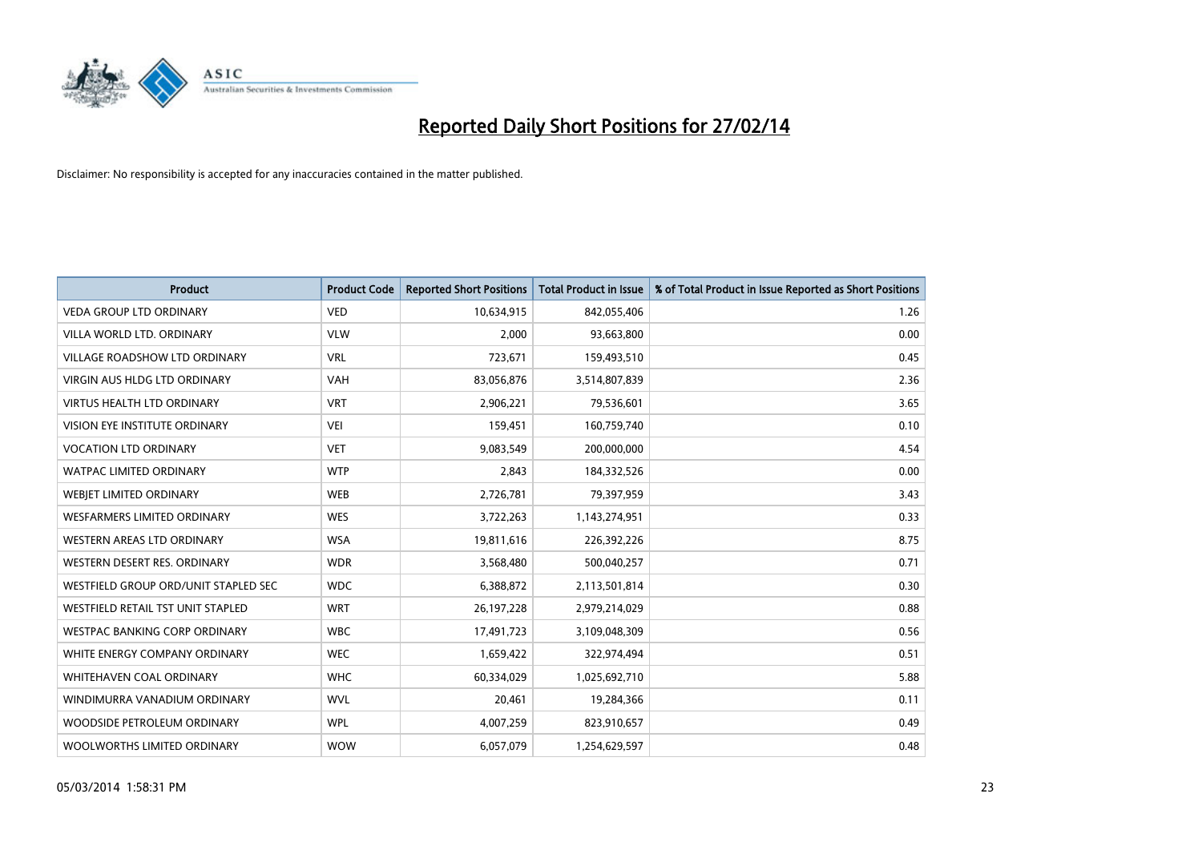# Reported Daily Short Positions for 27/02/14

Disclaimer: No responsibility is accepted for any inaccuracies contained in the matter published.

| Product | Product Code | Reported Short Positions | Total Product in Issue | % of Total Product in Issue Reported as Short Positions |
|---|---|---|---|---|
| VEDA GROUP LTD ORDINARY | VED | 10,634,915 | 842,055,406 | 1.26 |
| VILLA WORLD LTD. ORDINARY | VLW | 2,000 | 93,663,800 | 0.00 |
| VILLAGE ROADSHOW LTD ORDINARY | VRL | 723,671 | 159,493,510 | 0.45 |
| VIRGIN AUS HLDG LTD ORDINARY | VAH | 83,056,876 | 3,514,807,839 | 2.36 |
| VIRTUS HEALTH LTD ORDINARY | VRT | 2,906,221 | 79,536,601 | 3.65 |
| VISION EYE INSTITUTE ORDINARY | VEI | 159,451 | 160,759,740 | 0.10 |
| VOCATION LTD ORDINARY | VET | 9,083,549 | 200,000,000 | 4.54 |
| WATPAC LIMITED ORDINARY | WTP | 2,843 | 184,332,526 | 0.00 |
| WEBJET LIMITED ORDINARY | WEB | 2,726,781 | 79,397,959 | 3.43 |
| WESFARMERS LIMITED ORDINARY | WES | 3,722,263 | 1,143,274,951 | 0.33 |
| WESTERN AREAS LTD ORDINARY | WSA | 19,811,616 | 226,392,226 | 8.75 |
| WESTERN DESERT RES. ORDINARY | WDR | 3,568,480 | 500,040,257 | 0.71 |
| WESTFIELD GROUP ORD/UNIT STAPLED SEC | WDC | 6,388,872 | 2,113,501,814 | 0.30 |
| WESTFIELD RETAIL TST UNIT STAPLED | WRT | 26,197,228 | 2,979,214,029 | 0.88 |
| WESTPAC BANKING CORP ORDINARY | WBC | 17,491,723 | 3,109,048,309 | 0.56 |
| WHITE ENERGY COMPANY ORDINARY | WEC | 1,659,422 | 322,974,494 | 0.51 |
| WHITEHAVEN COAL ORDINARY | WHC | 60,334,029 | 1,025,692,710 | 5.88 |
| WINDIMURRA VANADIUM ORDINARY | WVL | 20,461 | 19,284,366 | 0.11 |
| WOODSIDE PETROLEUM ORDINARY | WPL | 4,007,259 | 823,910,657 | 0.49 |
| WOOLWORTHS LIMITED ORDINARY | WOW | 6,057,079 | 1,254,629,597 | 0.48 |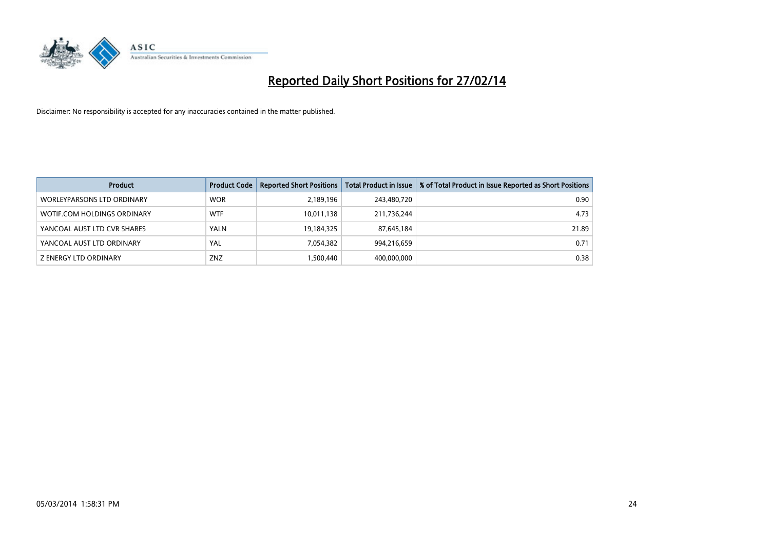# Reported Daily Short Positions for 27/02/14

Disclaimer: No responsibility is accepted for any inaccuracies contained in the matter published.

| Product | Product Code | Reported Short Positions | Total Product in Issue | % of Total Product in Issue Reported as Short Positions |
|---|---|---|---|---|
| WORLEYPARSONS LTD ORDINARY | WOR | 2,189,196 | 243,480,720 | 0.90 |
| WOTIF.COM HOLDINGS ORDINARY | WTF | 10,011,138 | 211,736,244 | 4.73 |
| YANCOAL AUST LTD CVR SHARES | YALN | 19,184,325 | 87,645,184 | 21.89 |
| YANCOAL AUST LTD ORDINARY | YAL | 7,054,382 | 994,216,659 | 0.71 |
| Z ENERGY LTD ORDINARY | ZNZ | 1,500,440 | 400,000,000 | 0.38 |

05/03/2014 1:58:31 PM